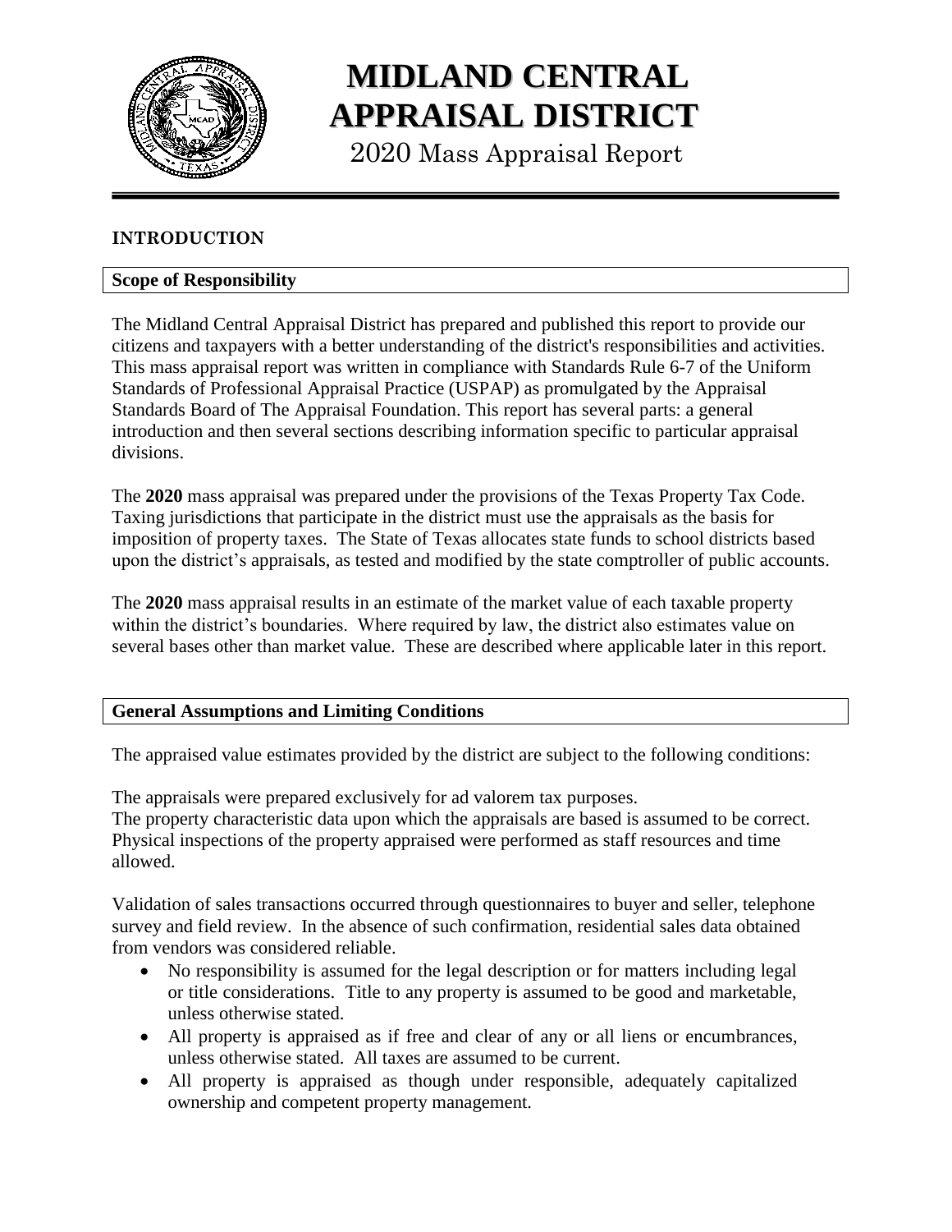# MIDLAND CENTRAL APPRAISAL DISTRICT

2020 Mass Appraisal Report

## INTRODUCTION

### Scope of Responsibility

The Midland Central Appraisal District has prepared and published this report to provide our citizens and taxpayers with a better understanding of the district's responsibilities and activities. This mass appraisal report was written in compliance with Standards Rule 6-7 of the Uniform Standards of Professional Appraisal Practice (USPAP) as promulgated by the Appraisal Standards Board of The Appraisal Foundation. This report has several parts: a general introduction and then several sections describing information specific to particular appraisal divisions.

The **2020** mass appraisal was prepared under the provisions of the Texas Property Tax Code. Taxing jurisdictions that participate in the district must use the appraisals as the basis for imposition of property taxes. The State of Texas allocates state funds to school districts based upon the district's appraisals, as tested and modified by the state comptroller of public accounts.

The **2020** mass appraisal results in an estimate of the market value of each taxable property within the district's boundaries. Where required by law, the district also estimates value on several bases other than market value. These are described where applicable later in this report.

### General Assumptions and Limiting Conditions

The appraised value estimates provided by the district are subject to the following conditions:

The appraisals were prepared exclusively for ad valorem tax purposes.
The property characteristic data upon which the appraisals are based is assumed to be correct. Physical inspections of the property appraised were performed as staff resources and time allowed.

Validation of sales transactions occurred through questionnaires to buyer and seller, telephone survey and field review. In the absence of such confirmation, residential sales data obtained from vendors was considered reliable.

- No responsibility is assumed for the legal description or for matters including legal or title considerations. Title to any property is assumed to be good and marketable, unless otherwise stated.
- All property is appraised as if free and clear of any or all liens or encumbrances, unless otherwise stated. All taxes are assumed to be current.
- All property is appraised as though under responsible, adequately capitalized ownership and competent property management.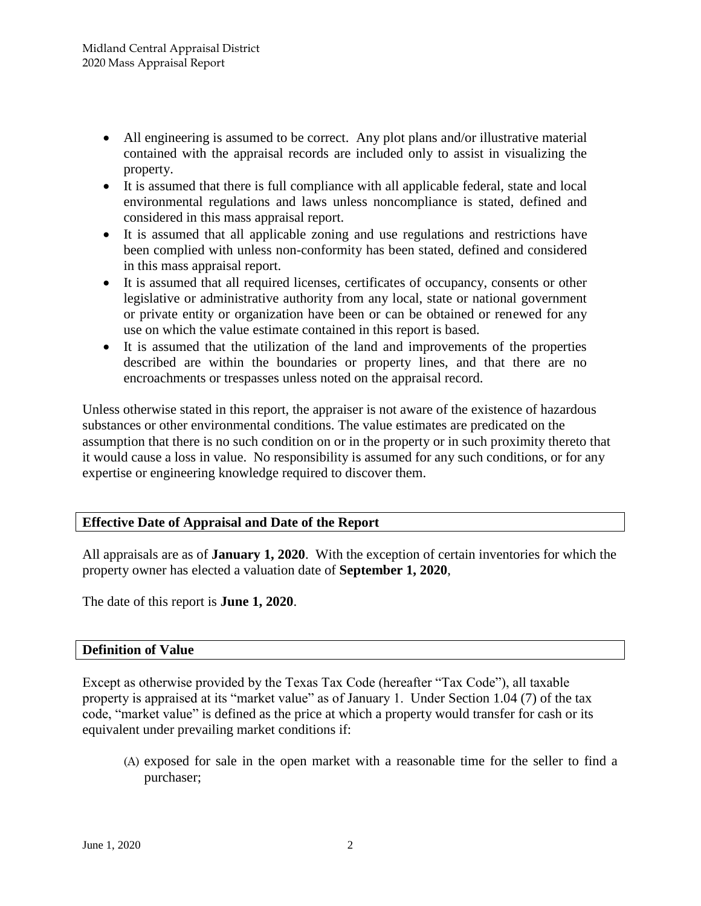- All engineering is assumed to be correct. Any plot plans and/or illustrative material contained with the appraisal records are included only to assist in visualizing the property.
- It is assumed that there is full compliance with all applicable federal, state and local environmental regulations and laws unless noncompliance is stated, defined and considered in this mass appraisal report.
- It is assumed that all applicable zoning and use regulations and restrictions have been complied with unless non-conformity has been stated, defined and considered in this mass appraisal report.
- It is assumed that all required licenses, certificates of occupancy, consents or other legislative or administrative authority from any local, state or national government or private entity or organization have been or can be obtained or renewed for any use on which the value estimate contained in this report is based.
- It is assumed that the utilization of the land and improvements of the properties described are within the boundaries or property lines, and that there are no encroachments or trespasses unless noted on the appraisal record.

Unless otherwise stated in this report, the appraiser is not aware of the existence of hazardous substances or other environmental conditions. The value estimates are predicated on the assumption that there is no such condition on or in the property or in such proximity thereto that it would cause a loss in value. No responsibility is assumed for any such conditions, or for any expertise or engineering knowledge required to discover them.

## Effective Date of Appraisal and Date of the Report

All appraisals are as of **January 1, 2020**. With the exception of certain inventories for which the property owner has elected a valuation date of **September 1, 2020**,

The date of this report is **June 1, 2020**.

## Definition of Value

Except as otherwise provided by the Texas Tax Code (hereafter "Tax Code"), all taxable property is appraised at its "market value" as of January 1. Under Section 1.04 (7) of the tax code, "market value" is defined as the price at which a property would transfer for cash or its equivalent under prevailing market conditions if:

(A) exposed for sale in the open market with a reasonable time for the seller to find a purchaser;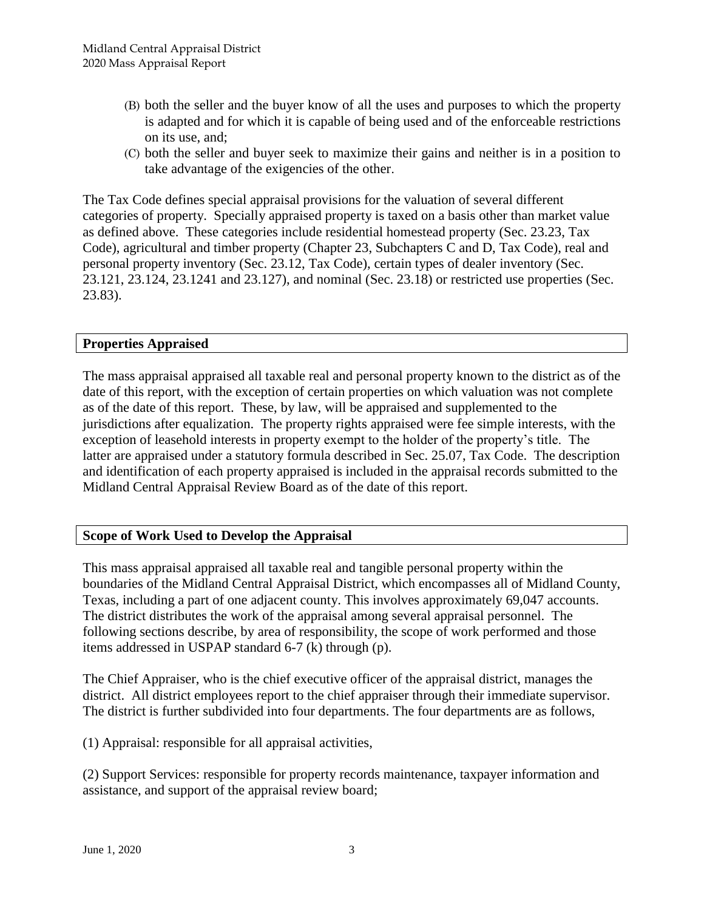(B) both the seller and the buyer know of all the uses and purposes to which the property is adapted and for which it is capable of being used and of the enforceable restrictions on its use, and;

(C) both the seller and buyer seek to maximize their gains and neither is in a position to take advantage of the exigencies of the other.

The Tax Code defines special appraisal provisions for the valuation of several different categories of property. Specially appraised property is taxed on a basis other than market value as defined above. These categories include residential homestead property (Sec. 23.23, Tax Code), agricultural and timber property (Chapter 23, Subchapters C and D, Tax Code), real and personal property inventory (Sec. 23.12, Tax Code), certain types of dealer inventory (Sec. 23.121, 23.124, 23.1241 and 23.127), and nominal (Sec. 23.18) or restricted use properties (Sec. 23.83).

## Properties Appraised

The mass appraisal appraised all taxable real and personal property known to the district as of the date of this report, with the exception of certain properties on which valuation was not complete as of the date of this report. These, by law, will be appraised and supplemented to the jurisdictions after equalization. The property rights appraised were fee simple interests, with the exception of leasehold interests in property exempt to the holder of the property's title. The latter are appraised under a statutory formula described in Sec. 25.07, Tax Code. The description and identification of each property appraised is included in the appraisal records submitted to the Midland Central Appraisal Review Board as of the date of this report.

## Scope of Work Used to Develop the Appraisal

This mass appraisal appraised all taxable real and tangible personal property within the boundaries of the Midland Central Appraisal District, which encompasses all of Midland County, Texas, including a part of one adjacent county. This involves approximately 69,047 accounts. The district distributes the work of the appraisal among several appraisal personnel. The following sections describe, by area of responsibility, the scope of work performed and those items addressed in USPAP standard 6-7 (k) through (p).

The Chief Appraiser, who is the chief executive officer of the appraisal district, manages the district. All district employees report to the chief appraiser through their immediate supervisor. The district is further subdivided into four departments. The four departments are as follows,

(1) Appraisal: responsible for all appraisal activities,

(2) Support Services: responsible for property records maintenance, taxpayer information and assistance, and support of the appraisal review board;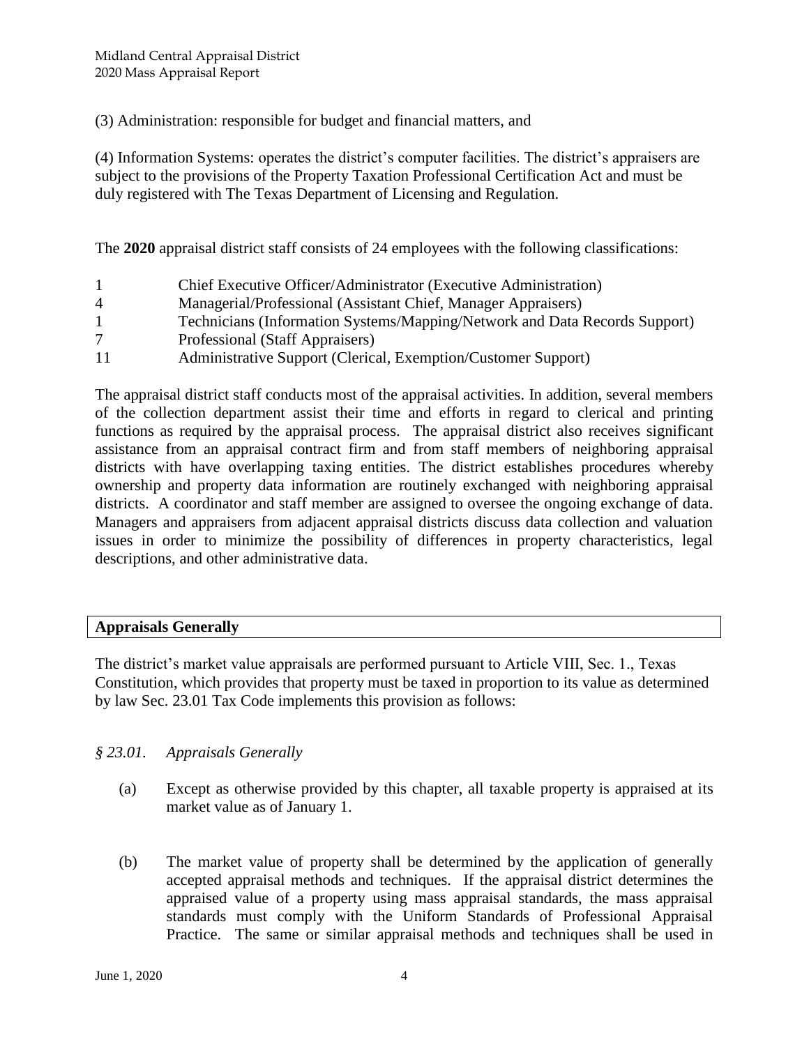(3) Administration: responsible for budget and financial matters, and

(4) Information Systems: operates the district's computer facilities. The district's appraisers are subject to the provisions of the Property Taxation Professional Certification Act and must be duly registered with The Texas Department of Licensing and Regulation.

The **2020** appraisal district staff consists of 24 employees with the following classifications:

| | |
|---|---|
| 1 | Chief Executive Officer/Administrator (Executive Administration) |
| 4 | Managerial/Professional (Assistant Chief, Manager Appraisers) |
| 1 | Technicians (Information Systems/Mapping/Network and Data Records Support) |
| 7 | Professional (Staff Appraisers) |
| 11 | Administrative Support (Clerical, Exemption/Customer Support) |

The appraisal district staff conducts most of the appraisal activities. In addition, several members of the collection department assist their time and efforts in regard to clerical and printing functions as required by the appraisal process. The appraisal district also receives significant assistance from an appraisal contract firm and from staff members of neighboring appraisal districts with have overlapping taxing entities. The district establishes procedures whereby ownership and property data information are routinely exchanged with neighboring appraisal districts. A coordinator and staff member are assigned to oversee the ongoing exchange of data. Managers and appraisers from adjacent appraisal districts discuss data collection and valuation issues in order to minimize the possibility of differences in property characteristics, legal descriptions, and other administrative data.

## Appraisals Generally

The district's market value appraisals are performed pursuant to Article VIII, Sec. 1., Texas Constitution, which provides that property must be taxed in proportion to its value as determined by law Sec. 23.01 Tax Code implements this provision as follows:

*§ 23.01. Appraisals Generally*

(a) Except as otherwise provided by this chapter, all taxable property is appraised at its market value as of January 1.

(b) The market value of property shall be determined by the application of generally accepted appraisal methods and techniques. If the appraisal district determines the appraised value of a property using mass appraisal standards, the mass appraisal standards must comply with the Uniform Standards of Professional Appraisal Practice. The same or similar appraisal methods and techniques shall be used in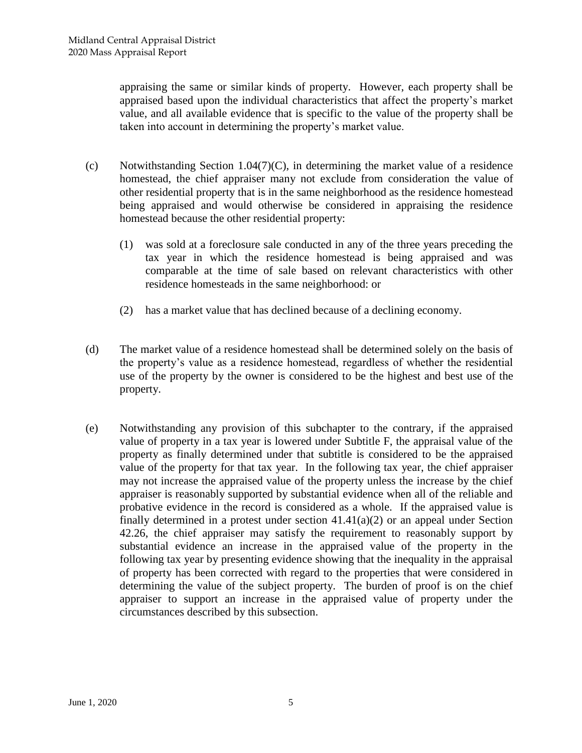appraising the same or similar kinds of property. However, each property shall be appraised based upon the individual characteristics that affect the property's market value, and all available evidence that is specific to the value of the property shall be taken into account in determining the property's market value.

(c) Notwithstanding Section 1.04(7)(C), in determining the market value of a residence homestead, the chief appraiser many not exclude from consideration the value of other residential property that is in the same neighborhood as the residence homestead being appraised and would otherwise be considered in appraising the residence homestead because the other residential property:

(1) was sold at a foreclosure sale conducted in any of the three years preceding the tax year in which the residence homestead is being appraised and was comparable at the time of sale based on relevant characteristics with other residence homesteads in the same neighborhood: or

(2) has a market value that has declined because of a declining economy.

(d) The market value of a residence homestead shall be determined solely on the basis of the property's value as a residence homestead, regardless of whether the residential use of the property by the owner is considered to be the highest and best use of the property.

(e) Notwithstanding any provision of this subchapter to the contrary, if the appraised value of property in a tax year is lowered under Subtitle F, the appraisal value of the property as finally determined under that subtitle is considered to be the appraised value of the property for that tax year. In the following tax year, the chief appraiser may not increase the appraised value of the property unless the increase by the chief appraiser is reasonably supported by substantial evidence when all of the reliable and probative evidence in the record is considered as a whole. If the appraised value is finally determined in a protest under section 41.41(a)(2) or an appeal under Section 42.26, the chief appraiser may satisfy the requirement to reasonably support by substantial evidence an increase in the appraised value of the property in the following tax year by presenting evidence showing that the inequality in the appraisal of property has been corrected with regard to the properties that were considered in determining the value of the subject property. The burden of proof is on the chief appraiser to support an increase in the appraised value of property under the circumstances described by this subsection.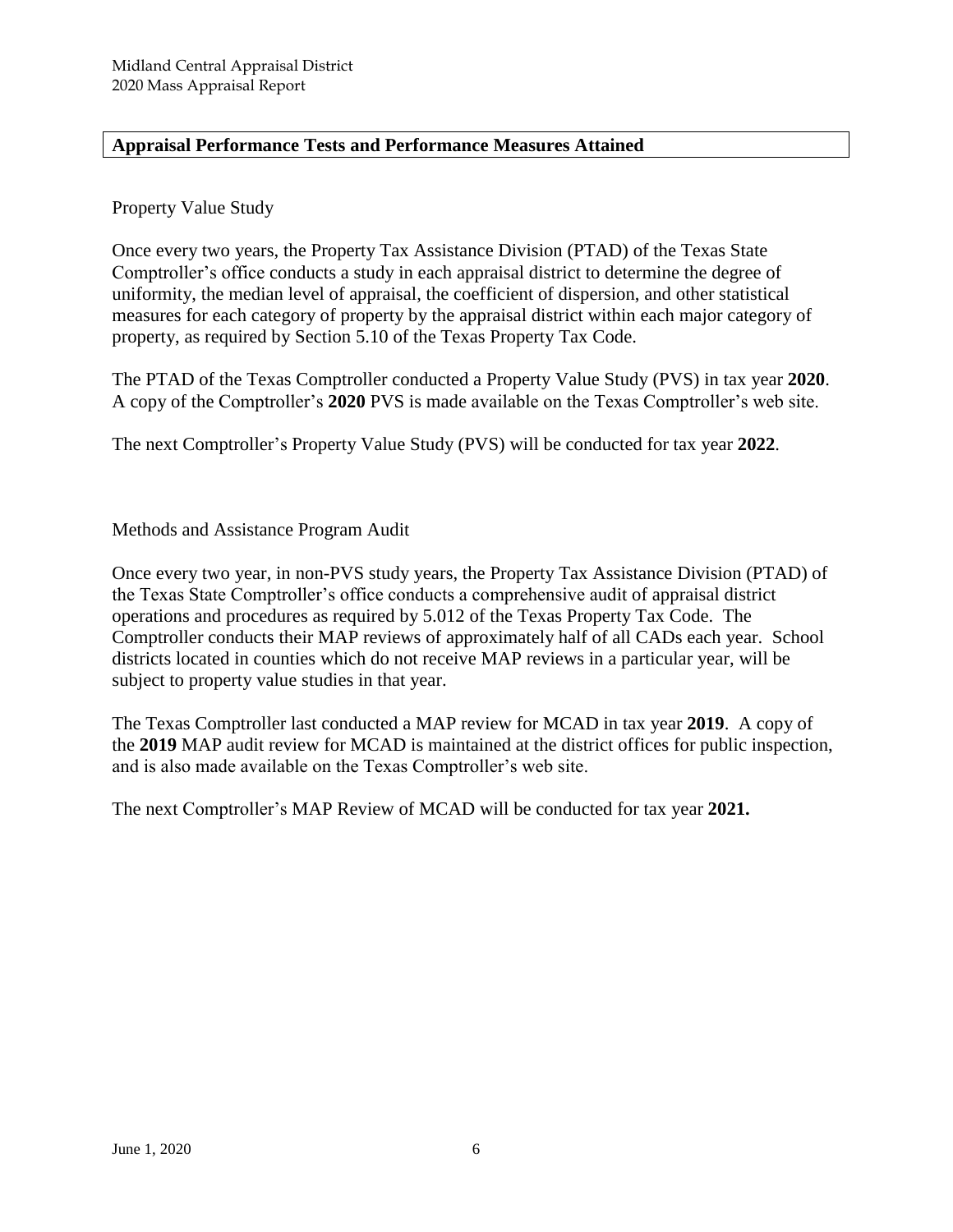## Appraisal Performance Tests and Performance Measures Attained

Property Value Study

Once every two years, the Property Tax Assistance Division (PTAD) of the Texas State Comptroller's office conducts a study in each appraisal district to determine the degree of uniformity, the median level of appraisal, the coefficient of dispersion, and other statistical measures for each category of property by the appraisal district within each major category of property, as required by Section 5.10 of the Texas Property Tax Code.

The PTAD of the Texas Comptroller conducted a Property Value Study (PVS) in tax year **2020**. A copy of the Comptroller's **2020** PVS is made available on the Texas Comptroller's web site.

The next Comptroller's Property Value Study (PVS) will be conducted for tax year **2022**.

Methods and Assistance Program Audit

Once every two year, in non-PVS study years, the Property Tax Assistance Division (PTAD) of the Texas State Comptroller's office conducts a comprehensive audit of appraisal district operations and procedures as required by 5.012 of the Texas Property Tax Code. The Comptroller conducts their MAP reviews of approximately half of all CADs each year. School districts located in counties which do not receive MAP reviews in a particular year, will be subject to property value studies in that year.

The Texas Comptroller last conducted a MAP review for MCAD in tax year **2019**. A copy of the **2019** MAP audit review for MCAD is maintained at the district offices for public inspection, and is also made available on the Texas Comptroller's web site.

The next Comptroller's MAP Review of MCAD will be conducted for tax year **2021.**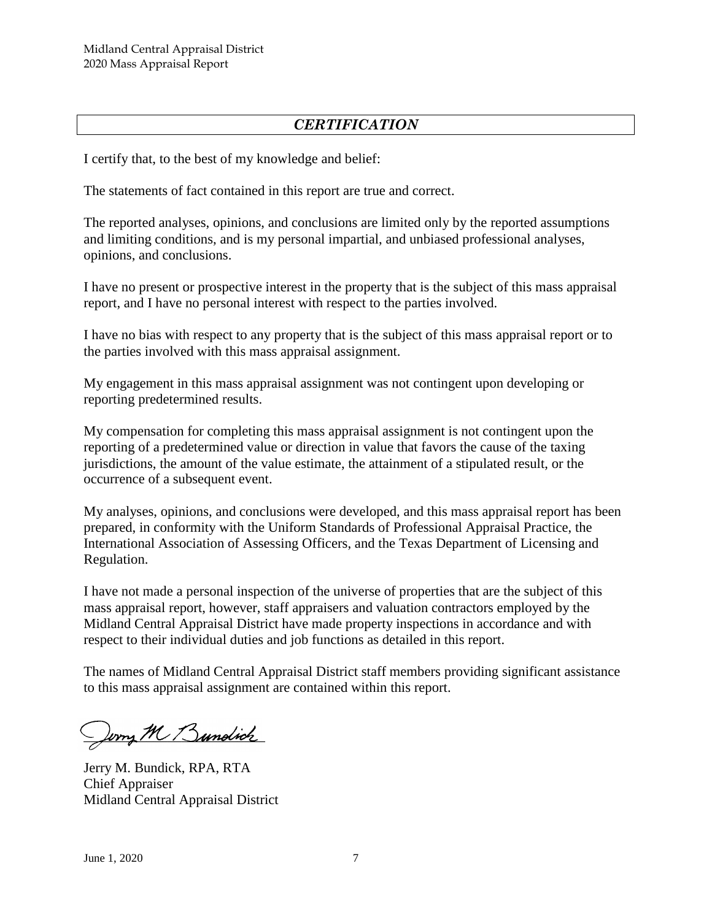## *CERTIFICATION*

I certify that, to the best of my knowledge and belief:

The statements of fact contained in this report are true and correct.

The reported analyses, opinions, and conclusions are limited only by the reported assumptions and limiting conditions, and is my personal impartial, and unbiased professional analyses, opinions, and conclusions.

I have no present or prospective interest in the property that is the subject of this mass appraisal report, and I have no personal interest with respect to the parties involved.

I have no bias with respect to any property that is the subject of this mass appraisal report or to the parties involved with this mass appraisal assignment.

My engagement in this mass appraisal assignment was not contingent upon developing or reporting predetermined results.

My compensation for completing this mass appraisal assignment is not contingent upon the reporting of a predetermined value or direction in value that favors the cause of the taxing jurisdictions, the amount of the value estimate, the attainment of a stipulated result, or the occurrence of a subsequent event.

My analyses, opinions, and conclusions were developed, and this mass appraisal report has been prepared, in conformity with the Uniform Standards of Professional Appraisal Practice, the International Association of Assessing Officers, and the Texas Department of Licensing and Regulation.

I have not made a personal inspection of the universe of properties that are the subject of this mass appraisal report, however, staff appraisers and valuation contractors employed by the Midland Central Appraisal District have made property inspections in accordance and with respect to their individual duties and job functions as detailed in this report.

The names of Midland Central Appraisal District staff members providing significant assistance to this mass appraisal assignment are contained within this report.

Jerry M. Bundick

Jerry M. Bundick, RPA, RTA
Chief Appraiser
Midland Central Appraisal District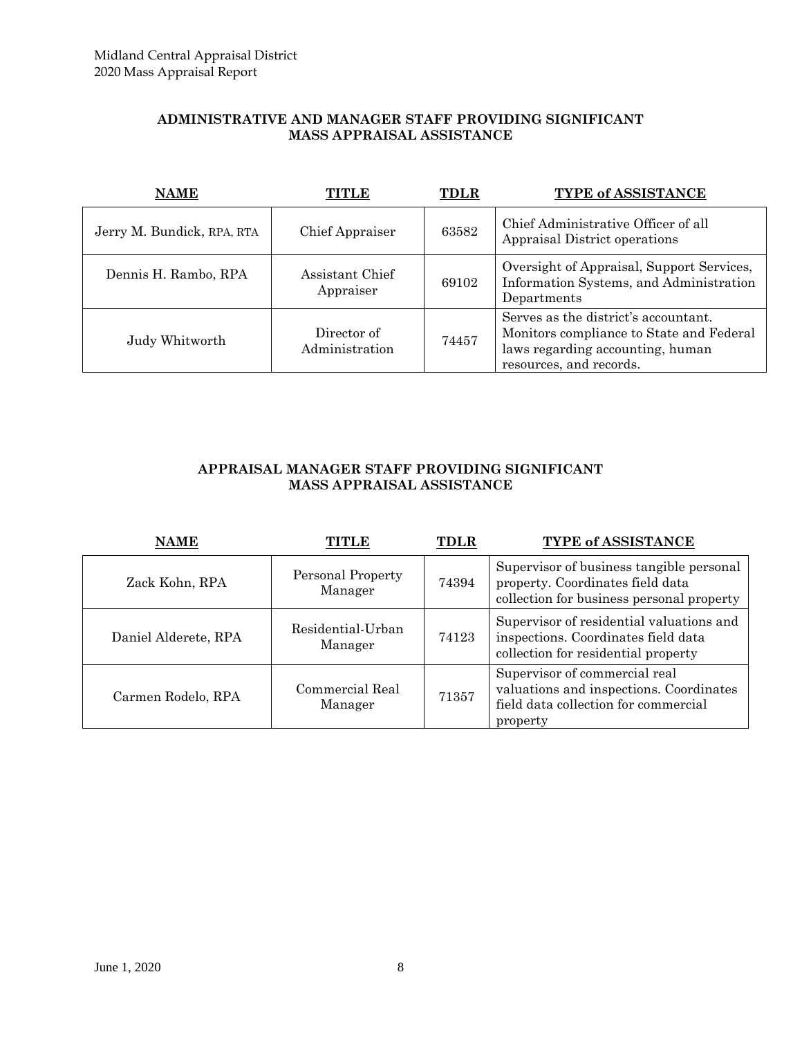## ADMINISTRATIVE AND MANAGER STAFF PROVIDING SIGNIFICANT MASS APPRAISAL ASSISTANCE

| NAME | TITLE | TDLR | TYPE of ASSISTANCE |
|---|---|---|---|
| Jerry M. Bundick, RPA, RTA | Chief Appraiser | 63582 | Chief Administrative Officer of all Appraisal District operations |
| Dennis H. Rambo, RPA | Assistant Chief Appraiser | 69102 | Oversight of Appraisal, Support Services, Information Systems, and Administration Departments |
| Judy Whitworth | Director of Administration | 74457 | Serves as the district's accountant. Monitors compliance to State and Federal laws regarding accounting, human resources, and records. |

## APPRAISAL MANAGER STAFF PROVIDING SIGNIFICANT MASS APPRAISAL ASSISTANCE

| NAME | TITLE | TDLR | TYPE of ASSISTANCE |
|---|---|---|---|
| Zack Kohn, RPA | Personal Property Manager | 74394 | Supervisor of business tangible personal property. Coordinates field data collection for business personal property |
| Daniel Alderete, RPA | Residential-Urban Manager | 74123 | Supervisor of residential valuations and inspections. Coordinates field data collection for residential property |
| Carmen Rodelo, RPA | Commercial Real Manager | 71357 | Supervisor of commercial real valuations and inspections. Coordinates field data collection for commercial property |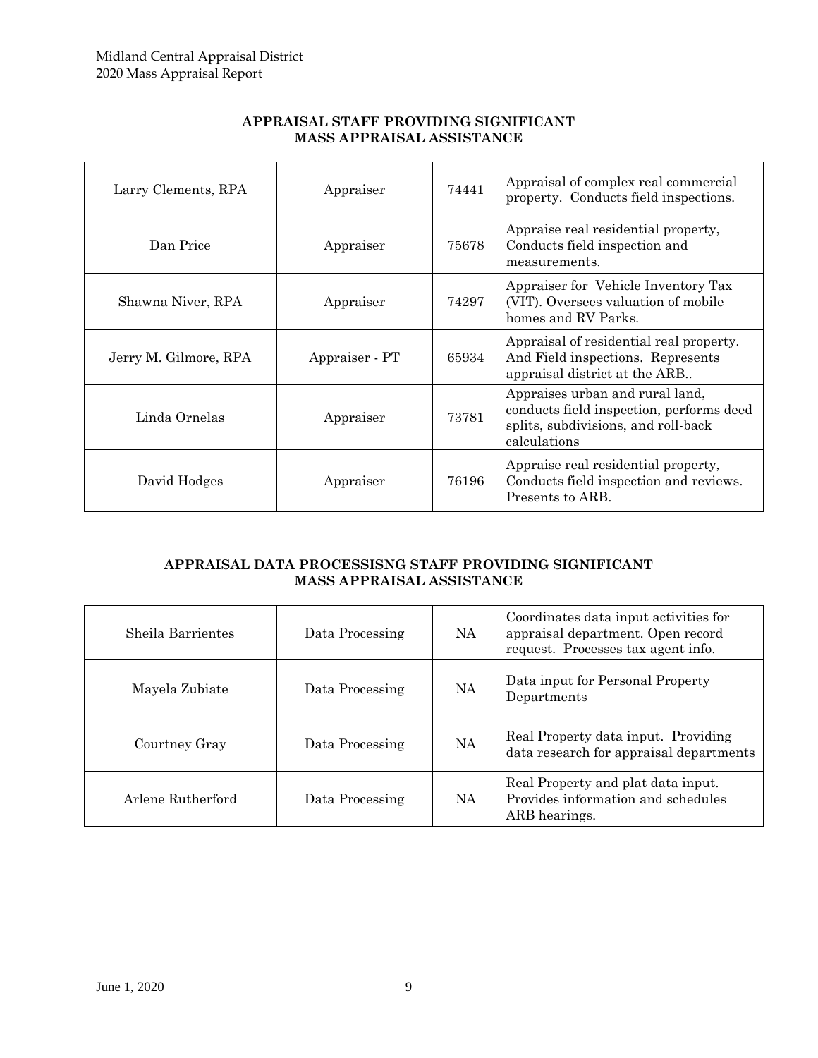## APPRAISAL STAFF PROVIDING SIGNIFICANT MASS APPRAISAL ASSISTANCE

| | | | |
|---|---|---|---|
| Larry Clements, RPA | Appraiser | 74441 | Appraisal of complex real commercial property. Conducts field inspections. |
| Dan Price | Appraiser | 75678 | Appraise real residential property, Conducts field inspection and measurements. |
| Shawna Niver, RPA | Appraiser | 74297 | Appraiser for Vehicle Inventory Tax (VIT). Oversees valuation of mobile homes and RV Parks. |
| Jerry M. Gilmore, RPA | Appraiser - PT | 65934 | Appraisal of residential real property. And Field inspections. Represents appraisal district at the ARB.. |
| Linda Ornelas | Appraiser | 73781 | Appraises urban and rural land, conducts field inspection, performs deed splits, subdivisions, and roll-back calculations |
| David Hodges | Appraiser | 76196 | Appraise real residential property, Conducts field inspection and reviews. Presents to ARB. |

## APPRAISAL DATA PROCESSISNG STAFF PROVIDING SIGNIFICANT MASS APPRAISAL ASSISTANCE

| | | | |
|---|---|---|---|
| Sheila Barrientes | Data Processing | NA | Coordinates data input activities for appraisal department. Open record request. Processes tax agent info. |
| Mayela Zubiate | Data Processing | NA | Data input for Personal Property Departments |
| Courtney Gray | Data Processing | NA | Real Property data input. Providing data research for appraisal departments |
| Arlene Rutherford | Data Processing | NA | Real Property and plat data input. Provides information and schedules ARB hearings. |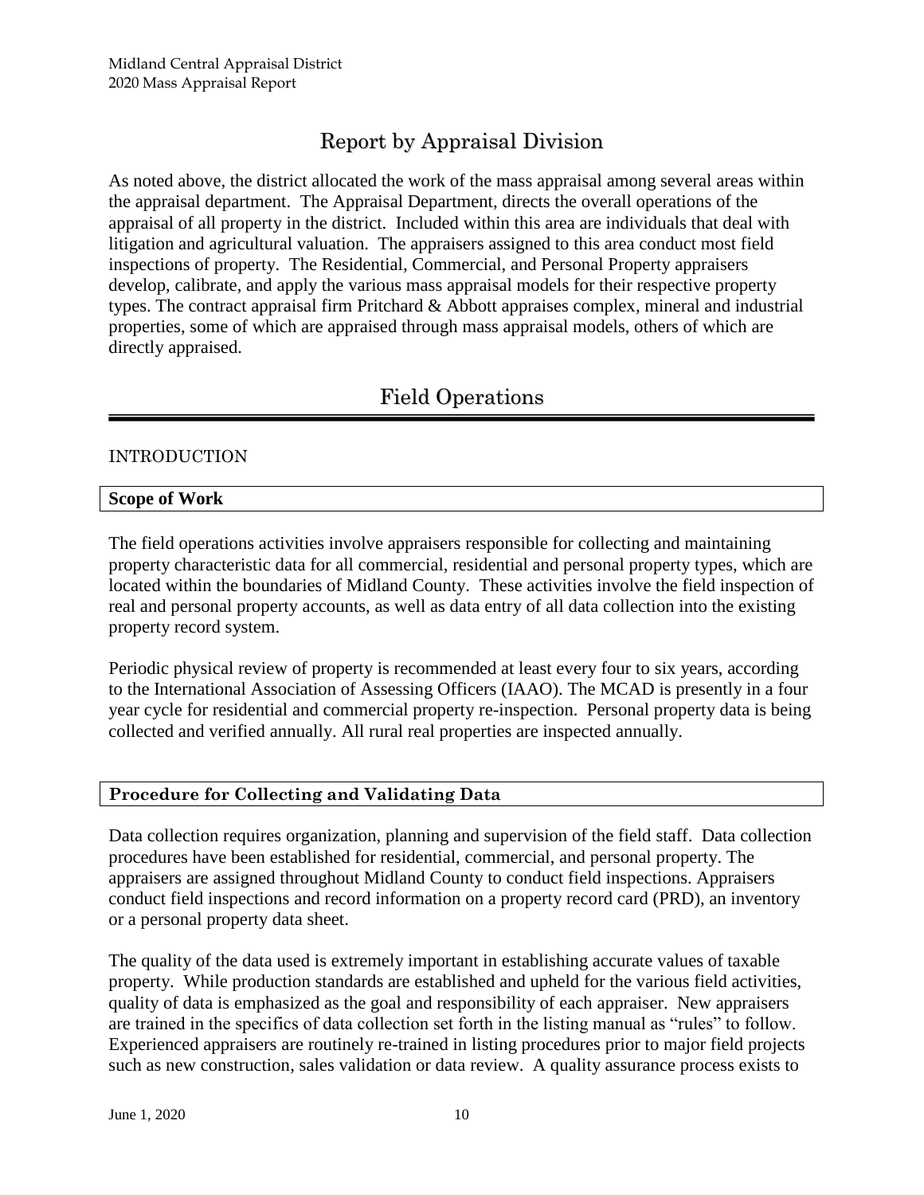# Report by Appraisal Division

As noted above, the district allocated the work of the mass appraisal among several areas within the appraisal department. The Appraisal Department, directs the overall operations of the appraisal of all property in the district. Included within this area are individuals that deal with litigation and agricultural valuation. The appraisers assigned to this area conduct most field inspections of property. The Residential, Commercial, and Personal Property appraisers develop, calibrate, and apply the various mass appraisal models for their respective property types. The contract appraisal firm Pritchard & Abbott appraises complex, mineral and industrial properties, some of which are appraised through mass appraisal models, others of which are directly appraised.

# Field Operations

## INTRODUCTION

### Scope of Work

The field operations activities involve appraisers responsible for collecting and maintaining property characteristic data for all commercial, residential and personal property types, which are located within the boundaries of Midland County. These activities involve the field inspection of real and personal property accounts, as well as data entry of all data collection into the existing property record system.

Periodic physical review of property is recommended at least every four to six years, according to the International Association of Assessing Officers (IAAO). The MCAD is presently in a four year cycle for residential and commercial property re-inspection. Personal property data is being collected and verified annually. All rural real properties are inspected annually.

### Procedure for Collecting and Validating Data

Data collection requires organization, planning and supervision of the field staff. Data collection procedures have been established for residential, commercial, and personal property. The appraisers are assigned throughout Midland County to conduct field inspections. Appraisers conduct field inspections and record information on a property record card (PRD), an inventory or a personal property data sheet.

The quality of the data used is extremely important in establishing accurate values of taxable property. While production standards are established and upheld for the various field activities, quality of data is emphasized as the goal and responsibility of each appraiser. New appraisers are trained in the specifics of data collection set forth in the listing manual as "rules" to follow. Experienced appraisers are routinely re-trained in listing procedures prior to major field projects such as new construction, sales validation or data review. A quality assurance process exists to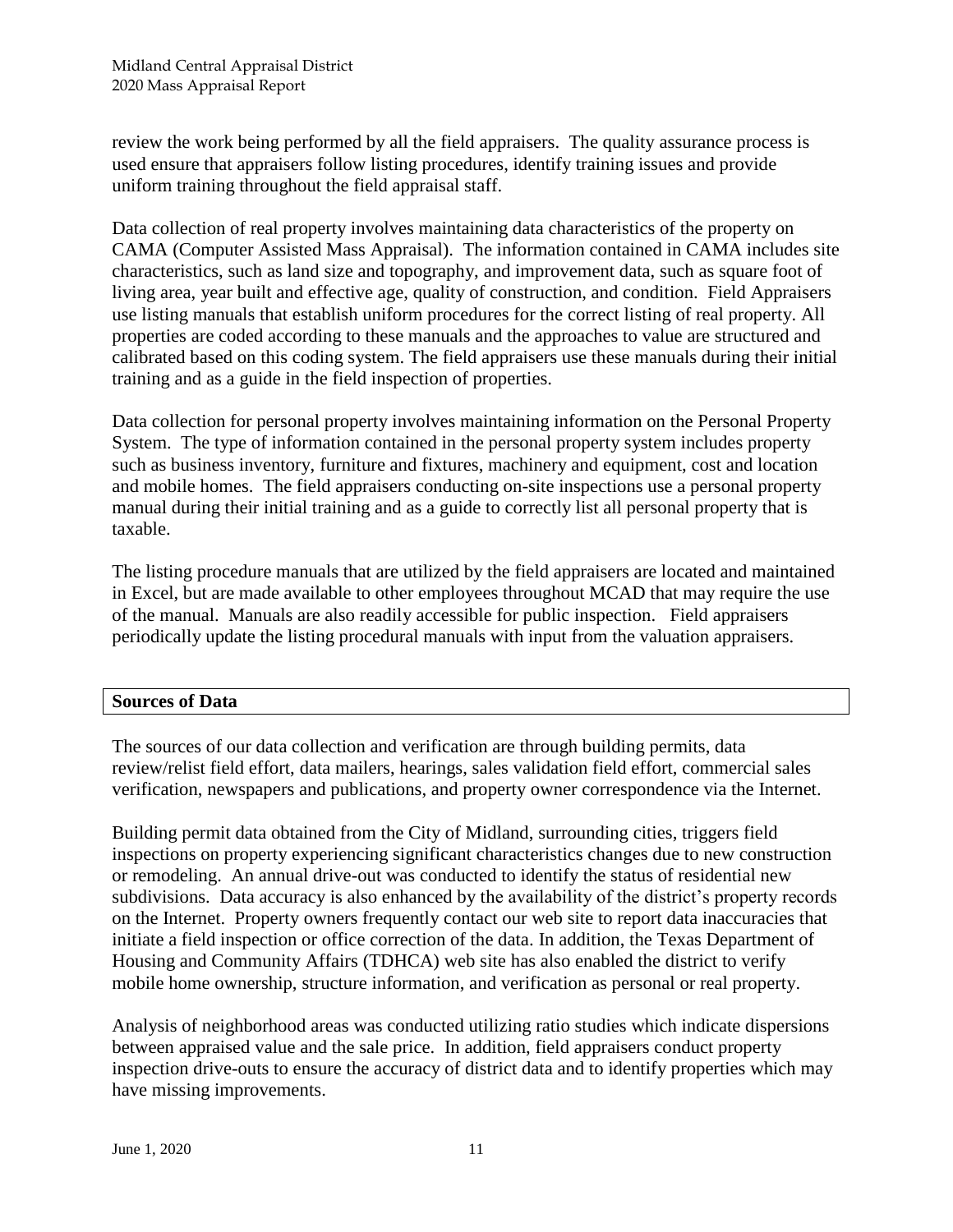review the work being performed by all the field appraisers. The quality assurance process is used ensure that appraisers follow listing procedures, identify training issues and provide uniform training throughout the field appraisal staff.

Data collection of real property involves maintaining data characteristics of the property on CAMA (Computer Assisted Mass Appraisal). The information contained in CAMA includes site characteristics, such as land size and topography, and improvement data, such as square foot of living area, year built and effective age, quality of construction, and condition. Field Appraisers use listing manuals that establish uniform procedures for the correct listing of real property. All properties are coded according to these manuals and the approaches to value are structured and calibrated based on this coding system. The field appraisers use these manuals during their initial training and as a guide in the field inspection of properties.

Data collection for personal property involves maintaining information on the Personal Property System. The type of information contained in the personal property system includes property such as business inventory, furniture and fixtures, machinery and equipment, cost and location and mobile homes. The field appraisers conducting on-site inspections use a personal property manual during their initial training and as a guide to correctly list all personal property that is taxable.

The listing procedure manuals that are utilized by the field appraisers are located and maintained in Excel, but are made available to other employees throughout MCAD that may require the use of the manual. Manuals are also readily accessible for public inspection. Field appraisers periodically update the listing procedural manuals with input from the valuation appraisers.

## Sources of Data

The sources of our data collection and verification are through building permits, data review/relist field effort, data mailers, hearings, sales validation field effort, commercial sales verification, newspapers and publications, and property owner correspondence via the Internet.

Building permit data obtained from the City of Midland, surrounding cities, triggers field inspections on property experiencing significant characteristics changes due to new construction or remodeling. An annual drive-out was conducted to identify the status of residential new subdivisions. Data accuracy is also enhanced by the availability of the district's property records on the Internet. Property owners frequently contact our web site to report data inaccuracies that initiate a field inspection or office correction of the data. In addition, the Texas Department of Housing and Community Affairs (TDHCA) web site has also enabled the district to verify mobile home ownership, structure information, and verification as personal or real property.

Analysis of neighborhood areas was conducted utilizing ratio studies which indicate dispersions between appraised value and the sale price. In addition, field appraisers conduct property inspection drive-outs to ensure the accuracy of district data and to identify properties which may have missing improvements.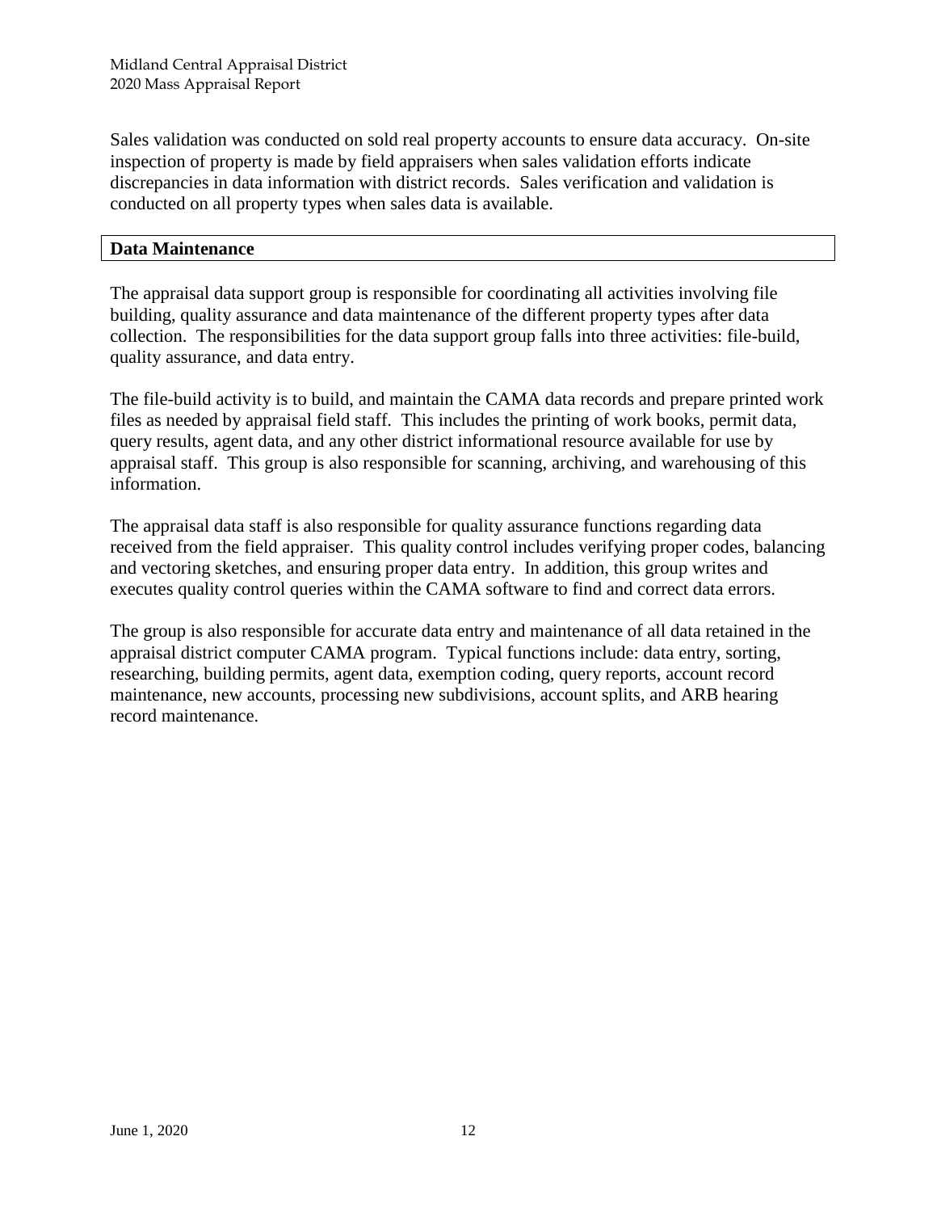Sales validation was conducted on sold real property accounts to ensure data accuracy. On-site inspection of property is made by field appraisers when sales validation efforts indicate discrepancies in data information with district records. Sales verification and validation is conducted on all property types when sales data is available.

## Data Maintenance

The appraisal data support group is responsible for coordinating all activities involving file building, quality assurance and data maintenance of the different property types after data collection. The responsibilities for the data support group falls into three activities: file-build, quality assurance, and data entry.

The file-build activity is to build, and maintain the CAMA data records and prepare printed work files as needed by appraisal field staff. This includes the printing of work books, permit data, query results, agent data, and any other district informational resource available for use by appraisal staff. This group is also responsible for scanning, archiving, and warehousing of this information.

The appraisal data staff is also responsible for quality assurance functions regarding data received from the field appraiser. This quality control includes verifying proper codes, balancing and vectoring sketches, and ensuring proper data entry. In addition, this group writes and executes quality control queries within the CAMA software to find and correct data errors.

The group is also responsible for accurate data entry and maintenance of all data retained in the appraisal district computer CAMA program. Typical functions include: data entry, sorting, researching, building permits, agent data, exemption coding, query reports, account record maintenance, new accounts, processing new subdivisions, account splits, and ARB hearing record maintenance.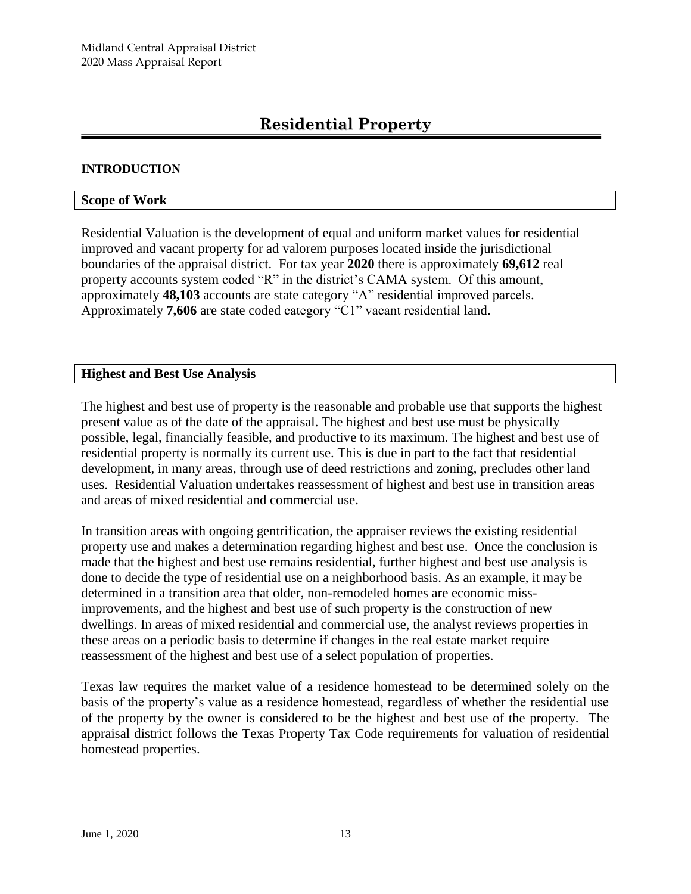# Residential Property

## INTRODUCTION

### Scope of Work

Residential Valuation is the development of equal and uniform market values for residential improved and vacant property for ad valorem purposes located inside the jurisdictional boundaries of the appraisal district. For tax year **2020** there is approximately **69,612** real property accounts system coded "R" in the district's CAMA system. Of this amount, approximately **48,103** accounts are state category "A" residential improved parcels. Approximately **7,606** are state coded category "C1" vacant residential land.

### Highest and Best Use Analysis

The highest and best use of property is the reasonable and probable use that supports the highest present value as of the date of the appraisal. The highest and best use must be physically possible, legal, financially feasible, and productive to its maximum. The highest and best use of residential property is normally its current use. This is due in part to the fact that residential development, in many areas, through use of deed restrictions and zoning, precludes other land uses. Residential Valuation undertakes reassessment of highest and best use in transition areas and areas of mixed residential and commercial use.

In transition areas with ongoing gentrification, the appraiser reviews the existing residential property use and makes a determination regarding highest and best use. Once the conclusion is made that the highest and best use remains residential, further highest and best use analysis is done to decide the type of residential use on a neighborhood basis. As an example, it may be determined in a transition area that older, non-remodeled homes are economic miss-improvements, and the highest and best use of such property is the construction of new dwellings. In areas of mixed residential and commercial use, the analyst reviews properties in these areas on a periodic basis to determine if changes in the real estate market require reassessment of the highest and best use of a select population of properties.

Texas law requires the market value of a residence homestead to be determined solely on the basis of the property's value as a residence homestead, regardless of whether the residential use of the property by the owner is considered to be the highest and best use of the property. The appraisal district follows the Texas Property Tax Code requirements for valuation of residential homestead properties.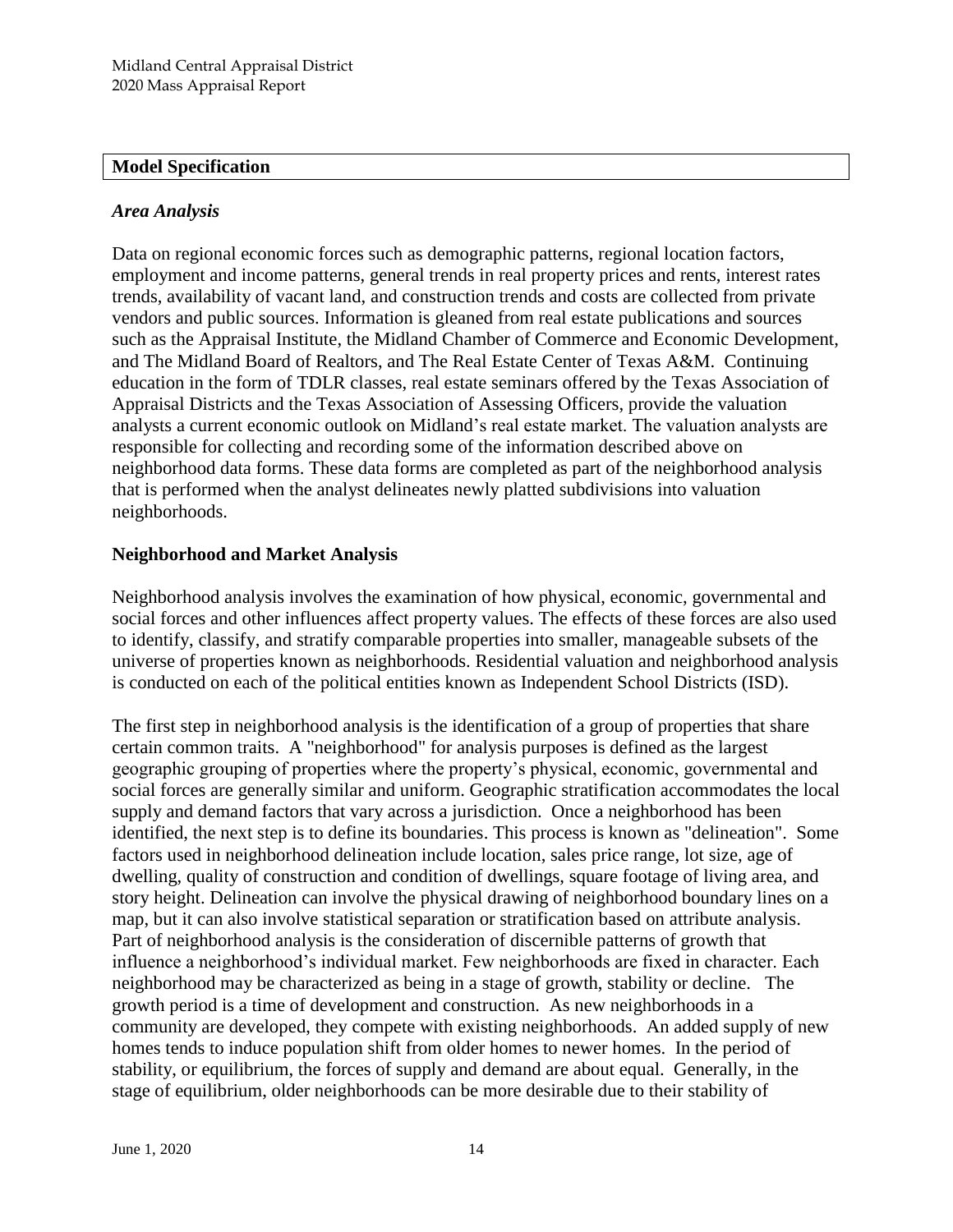## Model Specification

### *Area Analysis*

Data on regional economic forces such as demographic patterns, regional location factors, employment and income patterns, general trends in real property prices and rents, interest rates trends, availability of vacant land, and construction trends and costs are collected from private vendors and public sources. Information is gleaned from real estate publications and sources such as the Appraisal Institute, the Midland Chamber of Commerce and Economic Development, and The Midland Board of Realtors, and The Real Estate Center of Texas A&M. Continuing education in the form of TDLR classes, real estate seminars offered by the Texas Association of Appraisal Districts and the Texas Association of Assessing Officers, provide the valuation analysts a current economic outlook on Midland's real estate market. The valuation analysts are responsible for collecting and recording some of the information described above on neighborhood data forms. These data forms are completed as part of the neighborhood analysis that is performed when the analyst delineates newly platted subdivisions into valuation neighborhoods.

### Neighborhood and Market Analysis

Neighborhood analysis involves the examination of how physical, economic, governmental and social forces and other influences affect property values. The effects of these forces are also used to identify, classify, and stratify comparable properties into smaller, manageable subsets of the universe of properties known as neighborhoods. Residential valuation and neighborhood analysis is conducted on each of the political entities known as Independent School Districts (ISD).

The first step in neighborhood analysis is the identification of a group of properties that share certain common traits. A "neighborhood" for analysis purposes is defined as the largest geographic grouping of properties where the property's physical, economic, governmental and social forces are generally similar and uniform. Geographic stratification accommodates the local supply and demand factors that vary across a jurisdiction. Once a neighborhood has been identified, the next step is to define its boundaries. This process is known as "delineation". Some factors used in neighborhood delineation include location, sales price range, lot size, age of dwelling, quality of construction and condition of dwellings, square footage of living area, and story height. Delineation can involve the physical drawing of neighborhood boundary lines on a map, but it can also involve statistical separation or stratification based on attribute analysis. Part of neighborhood analysis is the consideration of discernible patterns of growth that influence a neighborhood's individual market. Few neighborhoods are fixed in character. Each neighborhood may be characterized as being in a stage of growth, stability or decline. The growth period is a time of development and construction. As new neighborhoods in a community are developed, they compete with existing neighborhoods. An added supply of new homes tends to induce population shift from older homes to newer homes. In the period of stability, or equilibrium, the forces of supply and demand are about equal. Generally, in the stage of equilibrium, older neighborhoods can be more desirable due to their stability of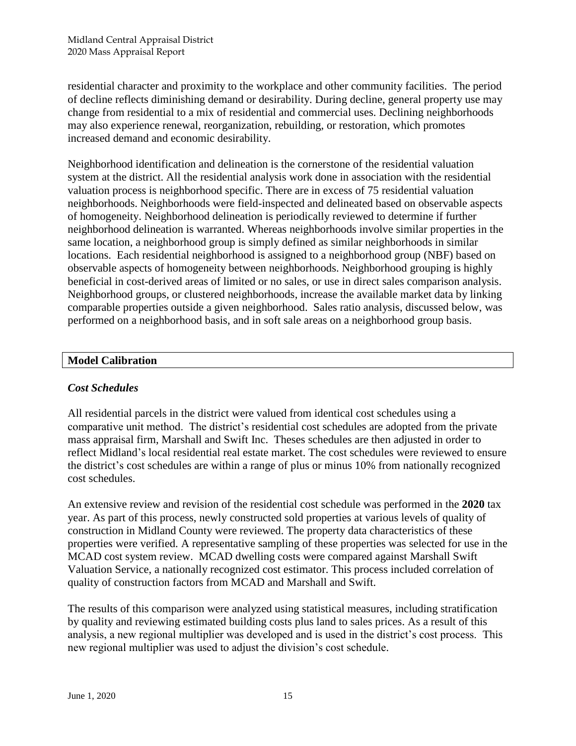residential character and proximity to the workplace and other community facilities. The period of decline reflects diminishing demand or desirability. During decline, general property use may change from residential to a mix of residential and commercial uses. Declining neighborhoods may also experience renewal, reorganization, rebuilding, or restoration, which promotes increased demand and economic desirability.

Neighborhood identification and delineation is the cornerstone of the residential valuation system at the district. All the residential analysis work done in association with the residential valuation process is neighborhood specific. There are in excess of 75 residential valuation neighborhoods. Neighborhoods were field-inspected and delineated based on observable aspects of homogeneity. Neighborhood delineation is periodically reviewed to determine if further neighborhood delineation is warranted. Whereas neighborhoods involve similar properties in the same location, a neighborhood group is simply defined as similar neighborhoods in similar locations. Each residential neighborhood is assigned to a neighborhood group (NBF) based on observable aspects of homogeneity between neighborhoods. Neighborhood grouping is highly beneficial in cost-derived areas of limited or no sales, or use in direct sales comparison analysis. Neighborhood groups, or clustered neighborhoods, increase the available market data by linking comparable properties outside a given neighborhood. Sales ratio analysis, discussed below, was performed on a neighborhood basis, and in soft sale areas on a neighborhood group basis.

## Model Calibration

### *Cost Schedules*

All residential parcels in the district were valued from identical cost schedules using a comparative unit method. The district's residential cost schedules are adopted from the private mass appraisal firm, Marshall and Swift Inc. Theses schedules are then adjusted in order to reflect Midland's local residential real estate market. The cost schedules were reviewed to ensure the district's cost schedules are within a range of plus or minus 10% from nationally recognized cost schedules.

An extensive review and revision of the residential cost schedule was performed in the **2020** tax year. As part of this process, newly constructed sold properties at various levels of quality of construction in Midland County were reviewed. The property data characteristics of these properties were verified. A representative sampling of these properties was selected for use in the MCAD cost system review. MCAD dwelling costs were compared against Marshall Swift Valuation Service, a nationally recognized cost estimator. This process included correlation of quality of construction factors from MCAD and Marshall and Swift.

The results of this comparison were analyzed using statistical measures, including stratification by quality and reviewing estimated building costs plus land to sales prices. As a result of this analysis, a new regional multiplier was developed and is used in the district's cost process. This new regional multiplier was used to adjust the division's cost schedule.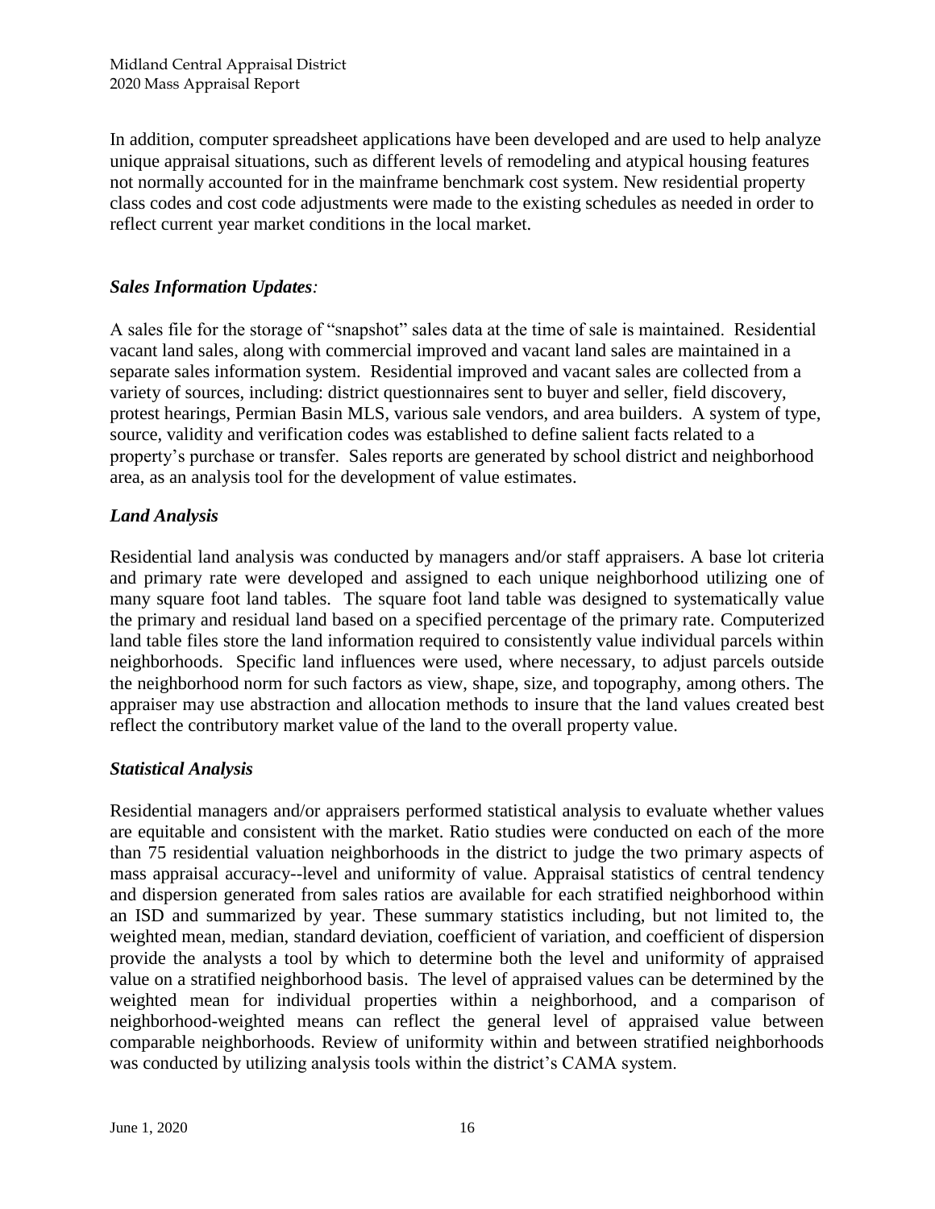In addition, computer spreadsheet applications have been developed and are used to help analyze unique appraisal situations, such as different levels of remodeling and atypical housing features not normally accounted for in the mainframe benchmark cost system. New residential property class codes and cost code adjustments were made to the existing schedules as needed in order to reflect current year market conditions in the local market.

### *Sales Information Updates:*

A sales file for the storage of "snapshot" sales data at the time of sale is maintained. Residential vacant land sales, along with commercial improved and vacant land sales are maintained in a separate sales information system. Residential improved and vacant sales are collected from a variety of sources, including: district questionnaires sent to buyer and seller, field discovery, protest hearings, Permian Basin MLS, various sale vendors, and area builders. A system of type, source, validity and verification codes was established to define salient facts related to a property's purchase or transfer. Sales reports are generated by school district and neighborhood area, as an analysis tool for the development of value estimates.

### *Land Analysis*

Residential land analysis was conducted by managers and/or staff appraisers. A base lot criteria and primary rate were developed and assigned to each unique neighborhood utilizing one of many square foot land tables. The square foot land table was designed to systematically value the primary and residual land based on a specified percentage of the primary rate. Computerized land table files store the land information required to consistently value individual parcels within neighborhoods. Specific land influences were used, where necessary, to adjust parcels outside the neighborhood norm for such factors as view, shape, size, and topography, among others. The appraiser may use abstraction and allocation methods to insure that the land values created best reflect the contributory market value of the land to the overall property value.

### *Statistical Analysis*

Residential managers and/or appraisers performed statistical analysis to evaluate whether values are equitable and consistent with the market. Ratio studies were conducted on each of the more than 75 residential valuation neighborhoods in the district to judge the two primary aspects of mass appraisal accuracy--level and uniformity of value. Appraisal statistics of central tendency and dispersion generated from sales ratios are available for each stratified neighborhood within an ISD and summarized by year. These summary statistics including, but not limited to, the weighted mean, median, standard deviation, coefficient of variation, and coefficient of dispersion provide the analysts a tool by which to determine both the level and uniformity of appraised value on a stratified neighborhood basis. The level of appraised values can be determined by the weighted mean for individual properties within a neighborhood, and a comparison of neighborhood-weighted means can reflect the general level of appraised value between comparable neighborhoods. Review of uniformity within and between stratified neighborhoods was conducted by utilizing analysis tools within the district's CAMA system.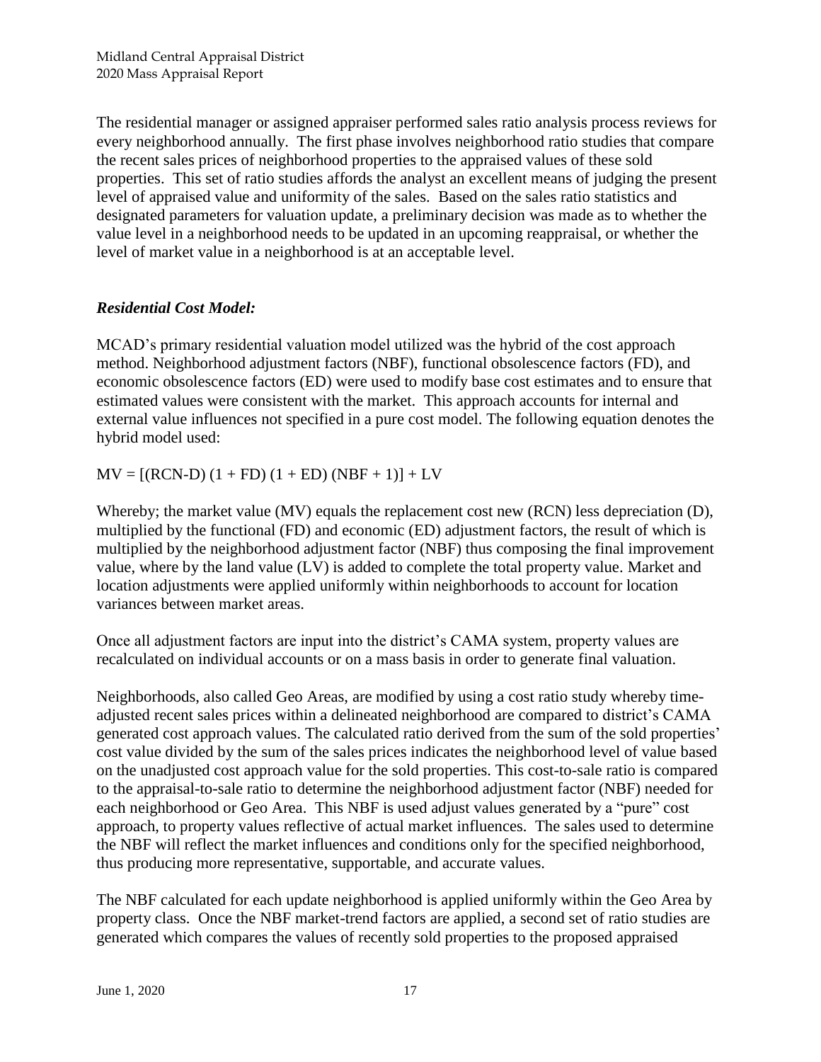The residential manager or assigned appraiser performed sales ratio analysis process reviews for every neighborhood annually. The first phase involves neighborhood ratio studies that compare the recent sales prices of neighborhood properties to the appraised values of these sold properties. This set of ratio studies affords the analyst an excellent means of judging the present level of appraised value and uniformity of the sales. Based on the sales ratio statistics and designated parameters for valuation update, a preliminary decision was made as to whether the value level in a neighborhood needs to be updated in an upcoming reappraisal, or whether the level of market value in a neighborhood is at an acceptable level.

### *Residential Cost Model:*

MCAD's primary residential valuation model utilized was the hybrid of the cost approach method. Neighborhood adjustment factors (NBF), functional obsolescence factors (FD), and economic obsolescence factors (ED) were used to modify base cost estimates and to ensure that estimated values were consistent with the market. This approach accounts for internal and external value influences not specified in a pure cost model. The following equation denotes the hybrid model used:

$$MV = [(RCN\text{-}D)\,(1 + FD)\,(1 + ED)\,(NBF + 1)] + LV$$

Whereby; the market value (MV) equals the replacement cost new (RCN) less depreciation (D), multiplied by the functional (FD) and economic (ED) adjustment factors, the result of which is multiplied by the neighborhood adjustment factor (NBF) thus composing the final improvement value, where by the land value (LV) is added to complete the total property value. Market and location adjustments were applied uniformly within neighborhoods to account for location variances between market areas.

Once all adjustment factors are input into the district's CAMA system, property values are recalculated on individual accounts or on a mass basis in order to generate final valuation.

Neighborhoods, also called Geo Areas, are modified by using a cost ratio study whereby time-adjusted recent sales prices within a delineated neighborhood are compared to district's CAMA generated cost approach values. The calculated ratio derived from the sum of the sold properties' cost value divided by the sum of the sales prices indicates the neighborhood level of value based on the unadjusted cost approach value for the sold properties. This cost-to-sale ratio is compared to the appraisal-to-sale ratio to determine the neighborhood adjustment factor (NBF) needed for each neighborhood or Geo Area. This NBF is used adjust values generated by a "pure" cost approach, to property values reflective of actual market influences. The sales used to determine the NBF will reflect the market influences and conditions only for the specified neighborhood, thus producing more representative, supportable, and accurate values.

The NBF calculated for each update neighborhood is applied uniformly within the Geo Area by property class. Once the NBF market-trend factors are applied, a second set of ratio studies are generated which compares the values of recently sold properties to the proposed appraised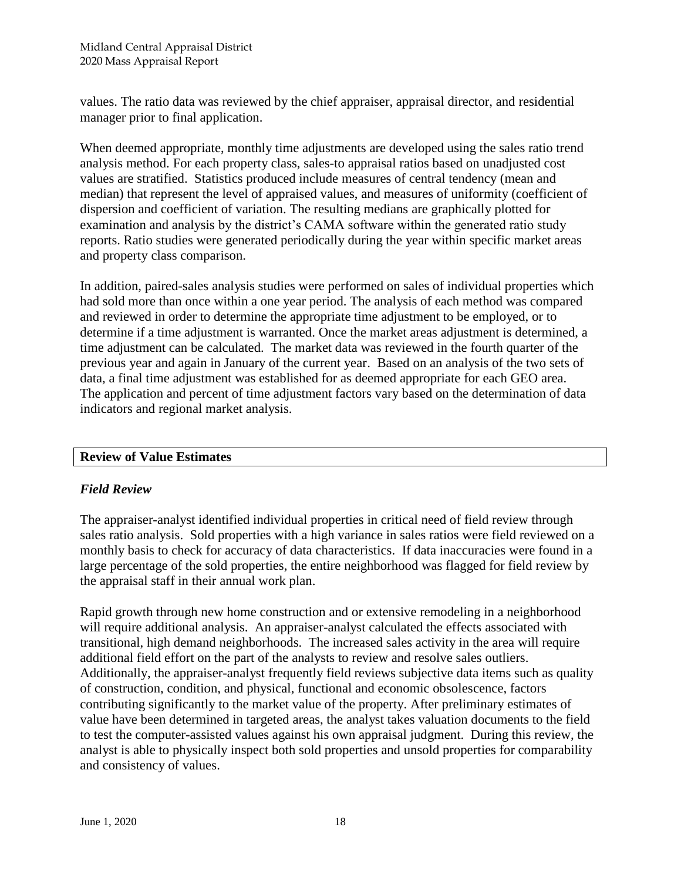values. The ratio data was reviewed by the chief appraiser, appraisal director, and residential manager prior to final application.

When deemed appropriate, monthly time adjustments are developed using the sales ratio trend analysis method. For each property class, sales-to appraisal ratios based on unadjusted cost values are stratified. Statistics produced include measures of central tendency (mean and median) that represent the level of appraised values, and measures of uniformity (coefficient of dispersion and coefficient of variation. The resulting medians are graphically plotted for examination and analysis by the district's CAMA software within the generated ratio study reports. Ratio studies were generated periodically during the year within specific market areas and property class comparison.

In addition, paired-sales analysis studies were performed on sales of individual properties which had sold more than once within a one year period. The analysis of each method was compared and reviewed in order to determine the appropriate time adjustment to be employed, or to determine if a time adjustment is warranted. Once the market areas adjustment is determined, a time adjustment can be calculated. The market data was reviewed in the fourth quarter of the previous year and again in January of the current year. Based on an analysis of the two sets of data, a final time adjustment was established for as deemed appropriate for each GEO area. The application and percent of time adjustment factors vary based on the determination of data indicators and regional market analysis.

## Review of Value Estimates

### *Field Review*

The appraiser-analyst identified individual properties in critical need of field review through sales ratio analysis. Sold properties with a high variance in sales ratios were field reviewed on a monthly basis to check for accuracy of data characteristics. If data inaccuracies were found in a large percentage of the sold properties, the entire neighborhood was flagged for field review by the appraisal staff in their annual work plan.

Rapid growth through new home construction and or extensive remodeling in a neighborhood will require additional analysis. An appraiser-analyst calculated the effects associated with transitional, high demand neighborhoods. The increased sales activity in the area will require additional field effort on the part of the analysts to review and resolve sales outliers. Additionally, the appraiser-analyst frequently field reviews subjective data items such as quality of construction, condition, and physical, functional and economic obsolescence, factors contributing significantly to the market value of the property. After preliminary estimates of value have been determined in targeted areas, the analyst takes valuation documents to the field to test the computer-assisted values against his own appraisal judgment. During this review, the analyst is able to physically inspect both sold properties and unsold properties for comparability and consistency of values.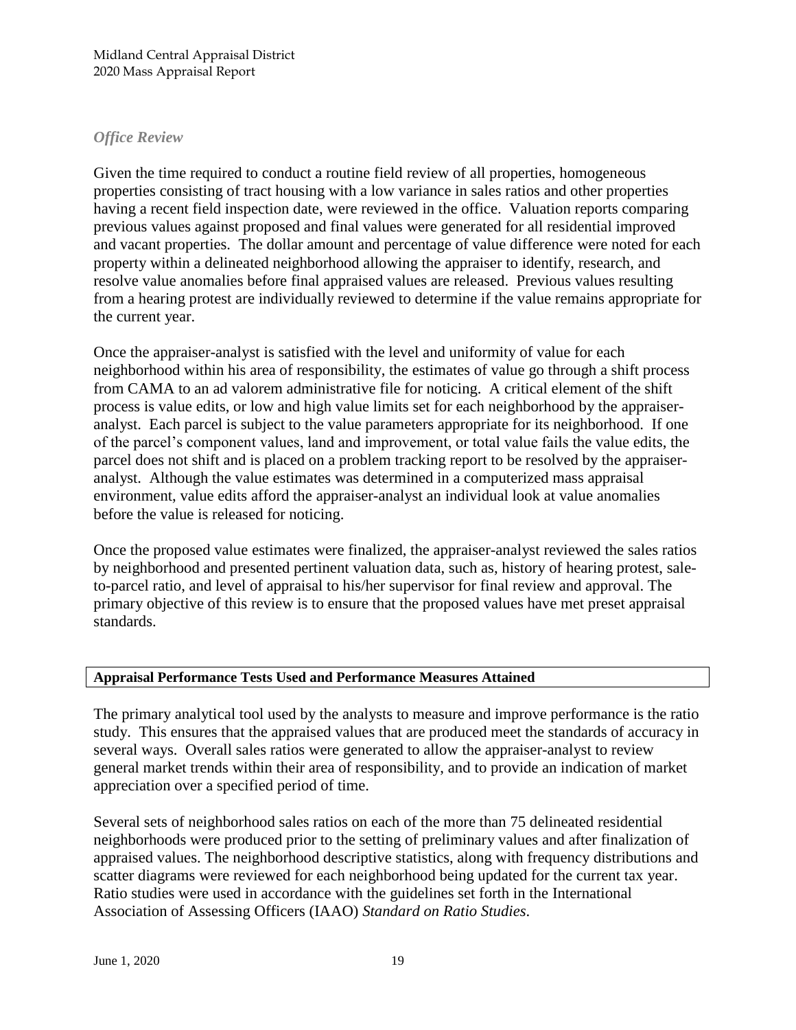### *Office Review*

Given the time required to conduct a routine field review of all properties, homogeneous properties consisting of tract housing with a low variance in sales ratios and other properties having a recent field inspection date, were reviewed in the office. Valuation reports comparing previous values against proposed and final values were generated for all residential improved and vacant properties. The dollar amount and percentage of value difference were noted for each property within a delineated neighborhood allowing the appraiser to identify, research, and resolve value anomalies before final appraised values are released. Previous values resulting from a hearing protest are individually reviewed to determine if the value remains appropriate for the current year.

Once the appraiser-analyst is satisfied with the level and uniformity of value for each neighborhood within his area of responsibility, the estimates of value go through a shift process from CAMA to an ad valorem administrative file for noticing. A critical element of the shift process is value edits, or low and high value limits set for each neighborhood by the appraiser-analyst. Each parcel is subject to the value parameters appropriate for its neighborhood. If one of the parcel's component values, land and improvement, or total value fails the value edits, the parcel does not shift and is placed on a problem tracking report to be resolved by the appraiser-analyst. Although the value estimates was determined in a computerized mass appraisal environment, value edits afford the appraiser-analyst an individual look at value anomalies before the value is released for noticing.

Once the proposed value estimates were finalized, the appraiser-analyst reviewed the sales ratios by neighborhood and presented pertinent valuation data, such as, history of hearing protest, sale-to-parcel ratio, and level of appraisal to his/her supervisor for final review and approval. The primary objective of this review is to ensure that the proposed values have met preset appraisal standards.

## Appraisal Performance Tests Used and Performance Measures Attained

The primary analytical tool used by the analysts to measure and improve performance is the ratio study. This ensures that the appraised values that are produced meet the standards of accuracy in several ways. Overall sales ratios were generated to allow the appraiser-analyst to review general market trends within their area of responsibility, and to provide an indication of market appreciation over a specified period of time.

Several sets of neighborhood sales ratios on each of the more than 75 delineated residential neighborhoods were produced prior to the setting of preliminary values and after finalization of appraised values. The neighborhood descriptive statistics, along with frequency distributions and scatter diagrams were reviewed for each neighborhood being updated for the current tax year. Ratio studies were used in accordance with the guidelines set forth in the International Association of Assessing Officers (IAAO) *Standard on Ratio Studies*.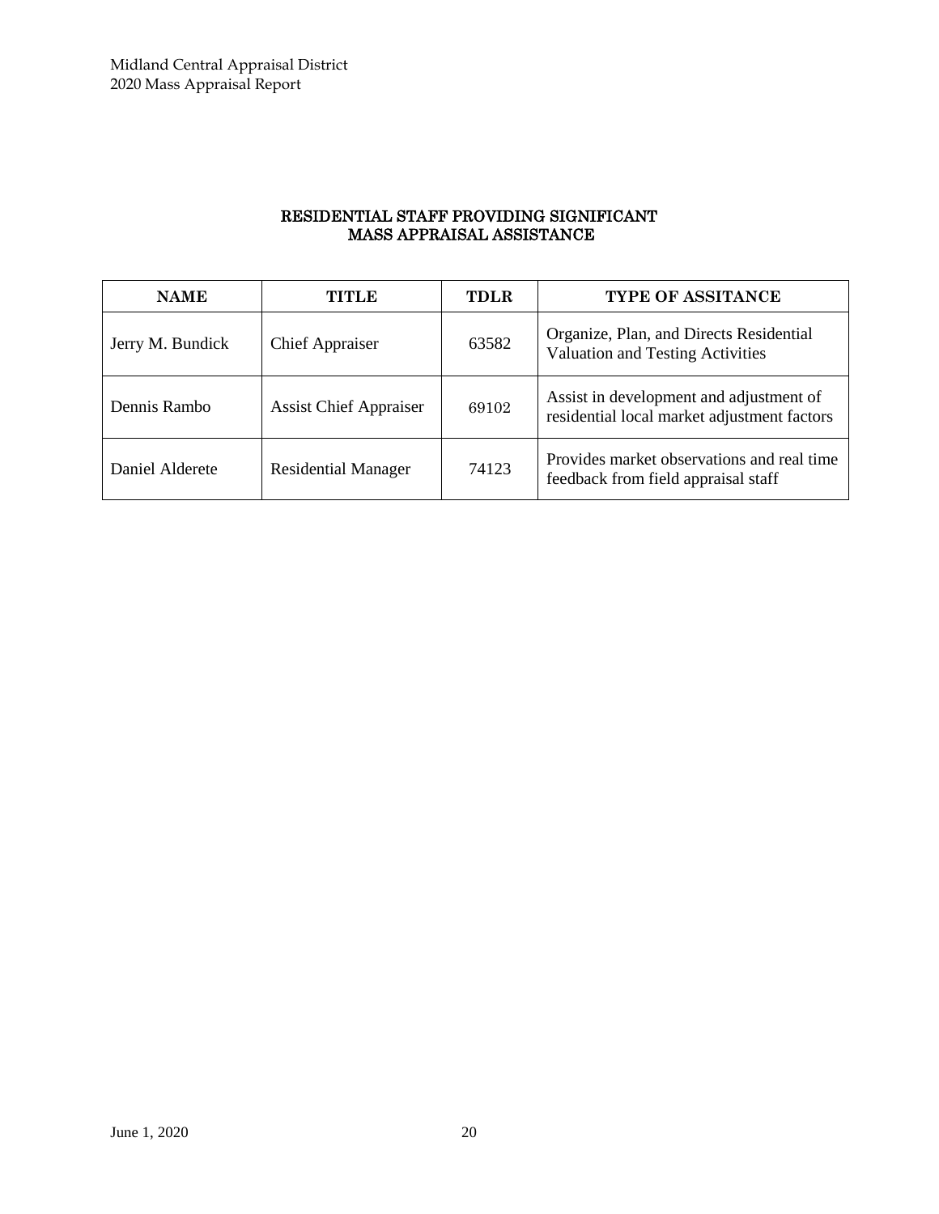## RESIDENTIAL STAFF PROVIDING SIGNIFICANT MASS APPRAISAL ASSISTANCE

| NAME | TITLE | TDLR | TYPE OF ASSITANCE |
|---|---|---|---|
| Jerry M. Bundick | Chief Appraiser | 63582 | Organize, Plan, and Directs Residential Valuation and Testing Activities |
| Dennis Rambo | Assist Chief Appraiser | 69102 | Assist in development and adjustment of residential local market adjustment factors |
| Daniel Alderete | Residential Manager | 74123 | Provides market observations and real time feedback from field appraisal staff |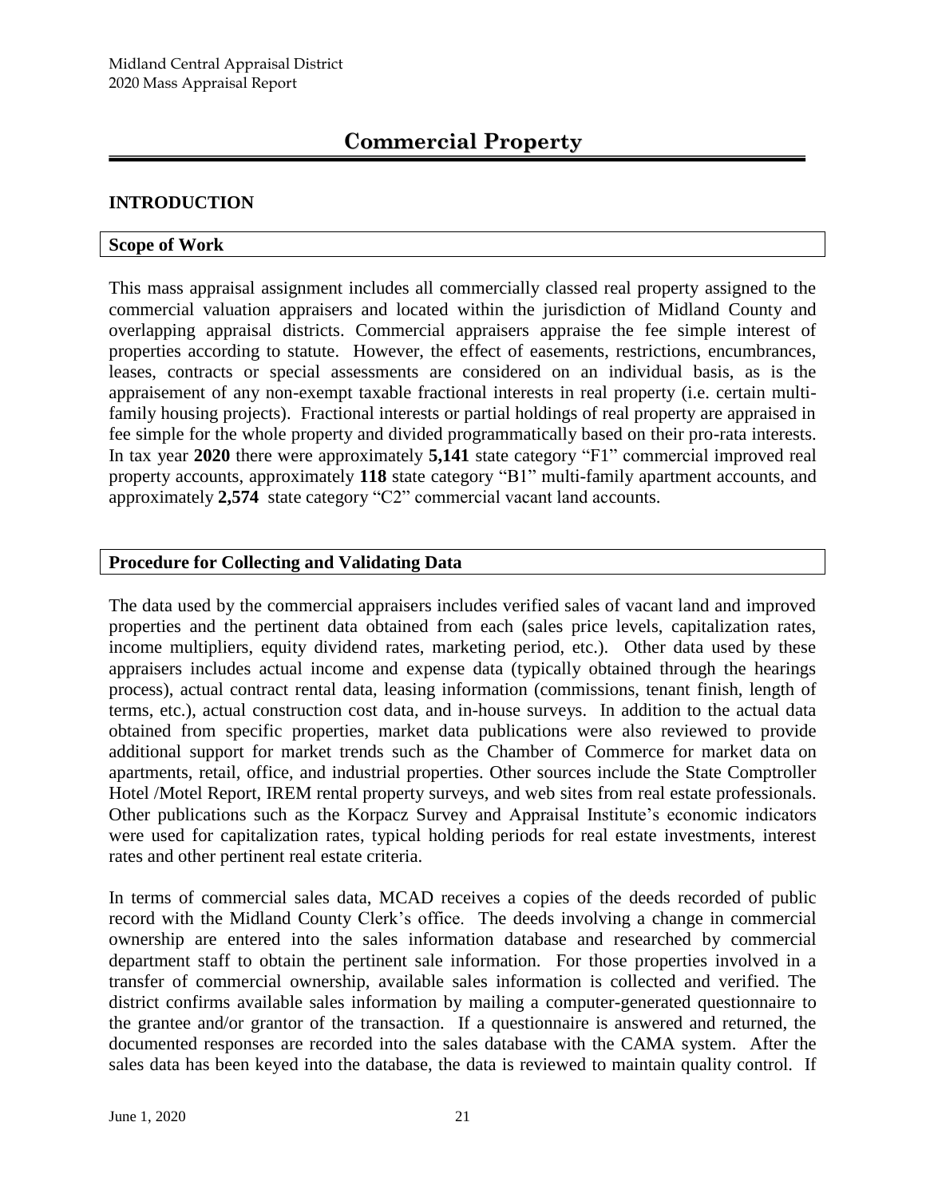# Commercial Property

## INTRODUCTION

### Scope of Work

This mass appraisal assignment includes all commercially classed real property assigned to the commercial valuation appraisers and located within the jurisdiction of Midland County and overlapping appraisal districts. Commercial appraisers appraise the fee simple interest of properties according to statute. However, the effect of easements, restrictions, encumbrances, leases, contracts or special assessments are considered on an individual basis, as is the appraisement of any non-exempt taxable fractional interests in real property (i.e. certain multi-family housing projects). Fractional interests or partial holdings of real property are appraised in fee simple for the whole property and divided programmatically based on their pro-rata interests. In tax year **2020** there were approximately **5,141** state category "F1" commercial improved real property accounts, approximately **118** state category "B1" multi-family apartment accounts, and approximately **2,574** state category "C2" commercial vacant land accounts.

### Procedure for Collecting and Validating Data

The data used by the commercial appraisers includes verified sales of vacant land and improved properties and the pertinent data obtained from each (sales price levels, capitalization rates, income multipliers, equity dividend rates, marketing period, etc.). Other data used by these appraisers includes actual income and expense data (typically obtained through the hearings process), actual contract rental data, leasing information (commissions, tenant finish, length of terms, etc.), actual construction cost data, and in-house surveys. In addition to the actual data obtained from specific properties, market data publications were also reviewed to provide additional support for market trends such as the Chamber of Commerce for market data on apartments, retail, office, and industrial properties. Other sources include the State Comptroller Hotel /Motel Report, IREM rental property surveys, and web sites from real estate professionals. Other publications such as the Korpacz Survey and Appraisal Institute's economic indicators were used for capitalization rates, typical holding periods for real estate investments, interest rates and other pertinent real estate criteria.

In terms of commercial sales data, MCAD receives a copies of the deeds recorded of public record with the Midland County Clerk's office. The deeds involving a change in commercial ownership are entered into the sales information database and researched by commercial department staff to obtain the pertinent sale information. For those properties involved in a transfer of commercial ownership, available sales information is collected and verified. The district confirms available sales information by mailing a computer-generated questionnaire to the grantee and/or grantor of the transaction. If a questionnaire is answered and returned, the documented responses are recorded into the sales database with the CAMA system. After the sales data has been keyed into the database, the data is reviewed to maintain quality control. If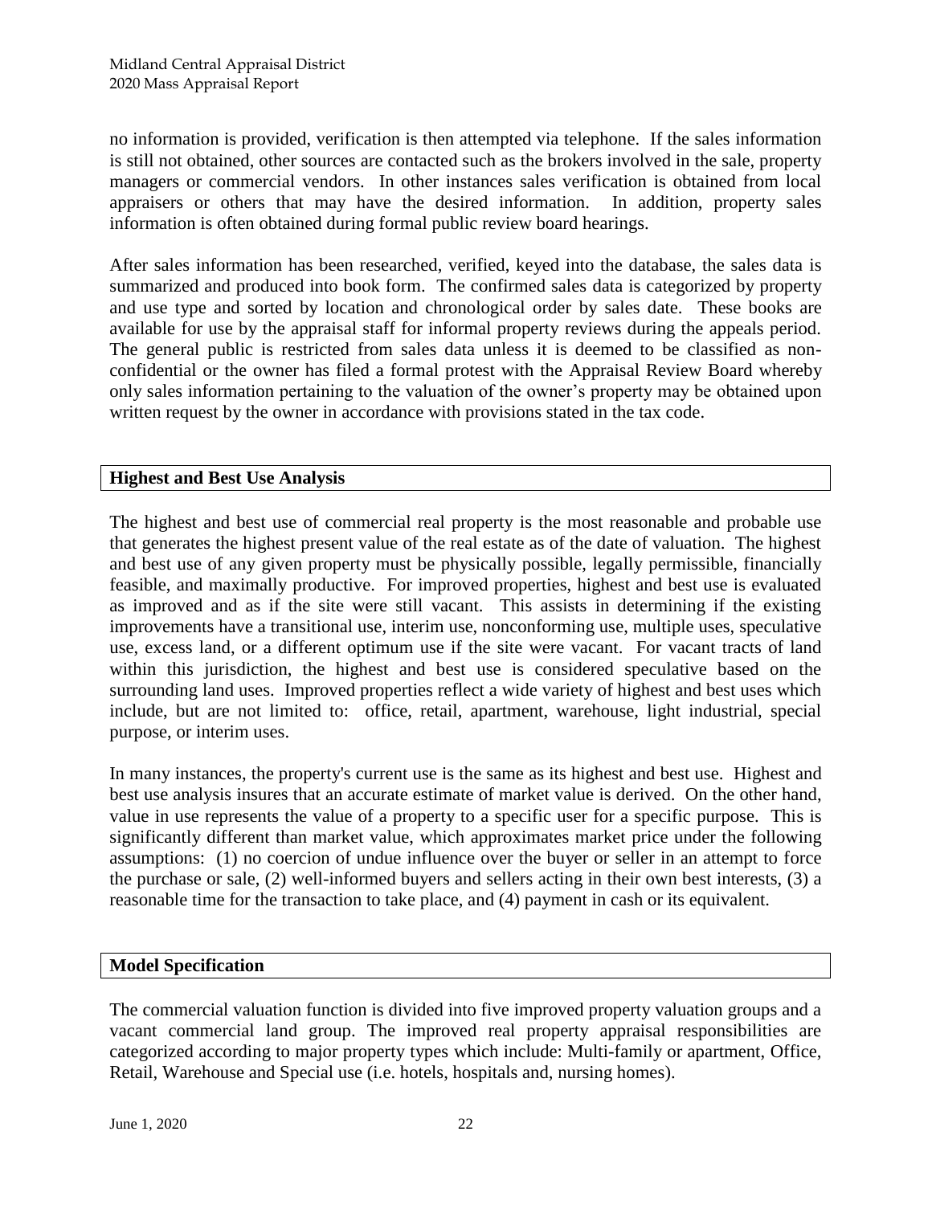no information is provided, verification is then attempted via telephone. If the sales information is still not obtained, other sources are contacted such as the brokers involved in the sale, property managers or commercial vendors. In other instances sales verification is obtained from local appraisers or others that may have the desired information. In addition, property sales information is often obtained during formal public review board hearings.

After sales information has been researched, verified, keyed into the database, the sales data is summarized and produced into book form. The confirmed sales data is categorized by property and use type and sorted by location and chronological order by sales date. These books are available for use by the appraisal staff for informal property reviews during the appeals period. The general public is restricted from sales data unless it is deemed to be classified as non-confidential or the owner has filed a formal protest with the Appraisal Review Board whereby only sales information pertaining to the valuation of the owner's property may be obtained upon written request by the owner in accordance with provisions stated in the tax code.

## Highest and Best Use Analysis

The highest and best use of commercial real property is the most reasonable and probable use that generates the highest present value of the real estate as of the date of valuation. The highest and best use of any given property must be physically possible, legally permissible, financially feasible, and maximally productive. For improved properties, highest and best use is evaluated as improved and as if the site were still vacant. This assists in determining if the existing improvements have a transitional use, interim use, nonconforming use, multiple uses, speculative use, excess land, or a different optimum use if the site were vacant. For vacant tracts of land within this jurisdiction, the highest and best use is considered speculative based on the surrounding land uses. Improved properties reflect a wide variety of highest and best uses which include, but are not limited to: office, retail, apartment, warehouse, light industrial, special purpose, or interim uses.

In many instances, the property's current use is the same as its highest and best use. Highest and best use analysis insures that an accurate estimate of market value is derived. On the other hand, value in use represents the value of a property to a specific user for a specific purpose. This is significantly different than market value, which approximates market price under the following assumptions: (1) no coercion of undue influence over the buyer or seller in an attempt to force the purchase or sale, (2) well-informed buyers and sellers acting in their own best interests, (3) a reasonable time for the transaction to take place, and (4) payment in cash or its equivalent.

## Model Specification

The commercial valuation function is divided into five improved property valuation groups and a vacant commercial land group. The improved real property appraisal responsibilities are categorized according to major property types which include: Multi-family or apartment, Office, Retail, Warehouse and Special use (i.e. hotels, hospitals and, nursing homes).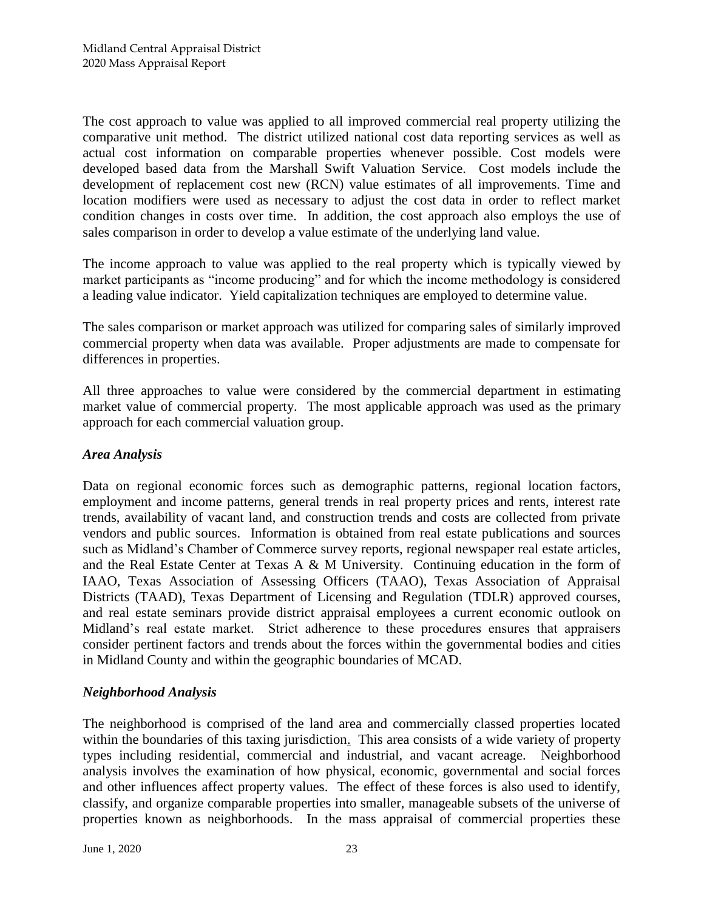The cost approach to value was applied to all improved commercial real property utilizing the comparative unit method. The district utilized national cost data reporting services as well as actual cost information on comparable properties whenever possible. Cost models were developed based data from the Marshall Swift Valuation Service. Cost models include the development of replacement cost new (RCN) value estimates of all improvements. Time and location modifiers were used as necessary to adjust the cost data in order to reflect market condition changes in costs over time. In addition, the cost approach also employs the use of sales comparison in order to develop a value estimate of the underlying land value.

The income approach to value was applied to the real property which is typically viewed by market participants as "income producing" and for which the income methodology is considered a leading value indicator. Yield capitalization techniques are employed to determine value.

The sales comparison or market approach was utilized for comparing sales of similarly improved commercial property when data was available. Proper adjustments are made to compensate for differences in properties.

All three approaches to value were considered by the commercial department in estimating market value of commercial property. The most applicable approach was used as the primary approach for each commercial valuation group.

### *Area Analysis*

Data on regional economic forces such as demographic patterns, regional location factors, employment and income patterns, general trends in real property prices and rents, interest rate trends, availability of vacant land, and construction trends and costs are collected from private vendors and public sources. Information is obtained from real estate publications and sources such as Midland's Chamber of Commerce survey reports, regional newspaper real estate articles, and the Real Estate Center at Texas A & M University. Continuing education in the form of IAAO, Texas Association of Assessing Officers (TAAO), Texas Association of Appraisal Districts (TAAD), Texas Department of Licensing and Regulation (TDLR) approved courses, and real estate seminars provide district appraisal employees a current economic outlook on Midland's real estate market. Strict adherence to these procedures ensures that appraisers consider pertinent factors and trends about the forces within the governmental bodies and cities in Midland County and within the geographic boundaries of MCAD.

### *Neighborhood Analysis*

The neighborhood is comprised of the land area and commercially classed properties located within the boundaries of this taxing jurisdiction. This area consists of a wide variety of property types including residential, commercial and industrial, and vacant acreage. Neighborhood analysis involves the examination of how physical, economic, governmental and social forces and other influences affect property values. The effect of these forces is also used to identify, classify, and organize comparable properties into smaller, manageable subsets of the universe of properties known as neighborhoods. In the mass appraisal of commercial properties these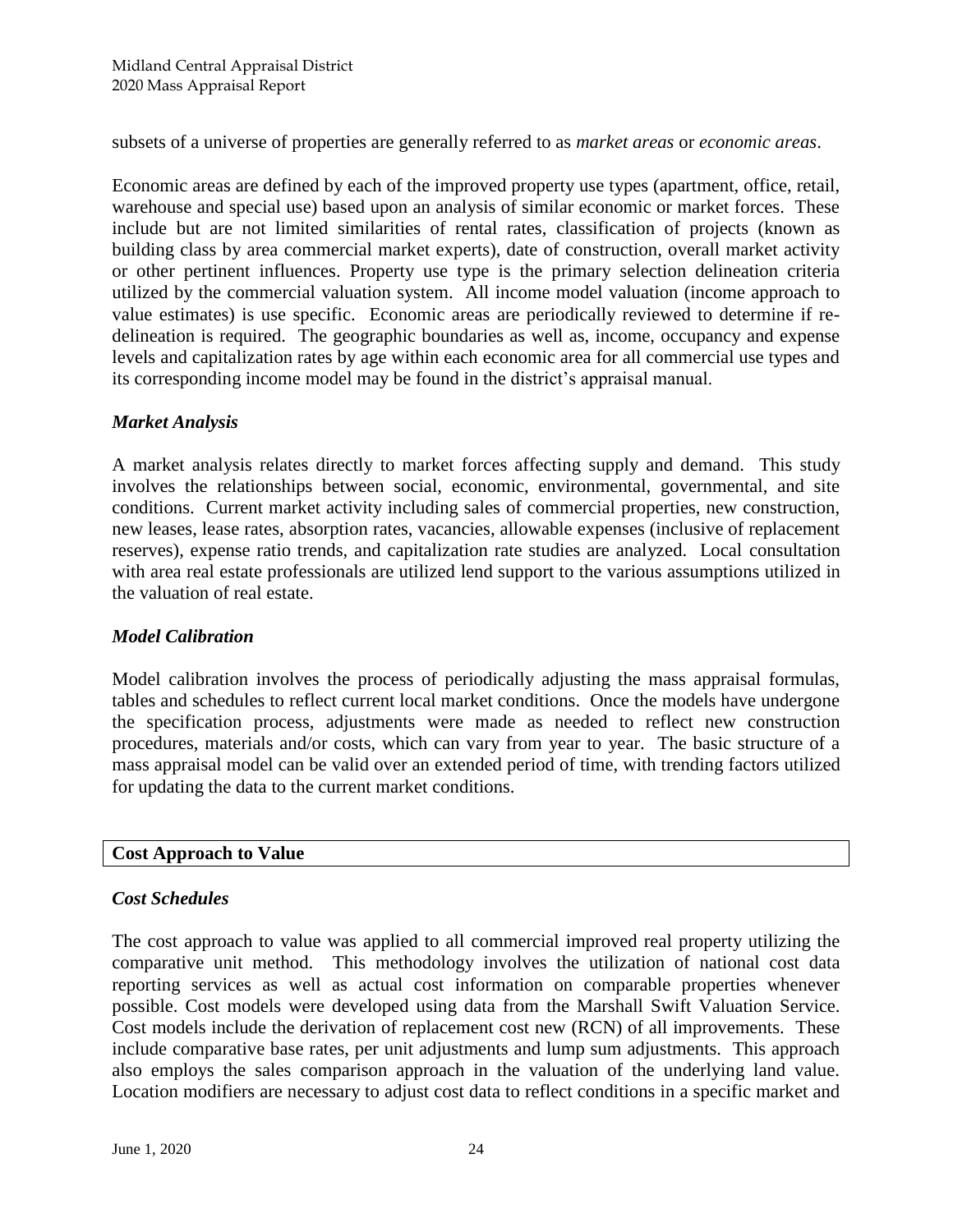subsets of a universe of properties are generally referred to as *market areas* or *economic areas*.

Economic areas are defined by each of the improved property use types (apartment, office, retail, warehouse and special use) based upon an analysis of similar economic or market forces. These include but are not limited similarities of rental rates, classification of projects (known as building class by area commercial market experts), date of construction, overall market activity or other pertinent influences. Property use type is the primary selection delineation criteria utilized by the commercial valuation system. All income model valuation (income approach to value estimates) is use specific. Economic areas are periodically reviewed to determine if re-delineation is required. The geographic boundaries as well as, income, occupancy and expense levels and capitalization rates by age within each economic area for all commercial use types and its corresponding income model may be found in the district's appraisal manual.

### *Market Analysis*

A market analysis relates directly to market forces affecting supply and demand. This study involves the relationships between social, economic, environmental, governmental, and site conditions. Current market activity including sales of commercial properties, new construction, new leases, lease rates, absorption rates, vacancies, allowable expenses (inclusive of replacement reserves), expense ratio trends, and capitalization rate studies are analyzed. Local consultation with area real estate professionals are utilized lend support to the various assumptions utilized in the valuation of real estate.

### *Model Calibration*

Model calibration involves the process of periodically adjusting the mass appraisal formulas, tables and schedules to reflect current local market conditions. Once the models have undergone the specification process, adjustments were made as needed to reflect new construction procedures, materials and/or costs, which can vary from year to year. The basic structure of a mass appraisal model can be valid over an extended period of time, with trending factors utilized for updating the data to the current market conditions.

## Cost Approach to Value

### *Cost Schedules*

The cost approach to value was applied to all commercial improved real property utilizing the comparative unit method. This methodology involves the utilization of national cost data reporting services as well as actual cost information on comparable properties whenever possible. Cost models were developed using data from the Marshall Swift Valuation Service. Cost models include the derivation of replacement cost new (RCN) of all improvements. These include comparative base rates, per unit adjustments and lump sum adjustments. This approach also employs the sales comparison approach in the valuation of the underlying land value. Location modifiers are necessary to adjust cost data to reflect conditions in a specific market and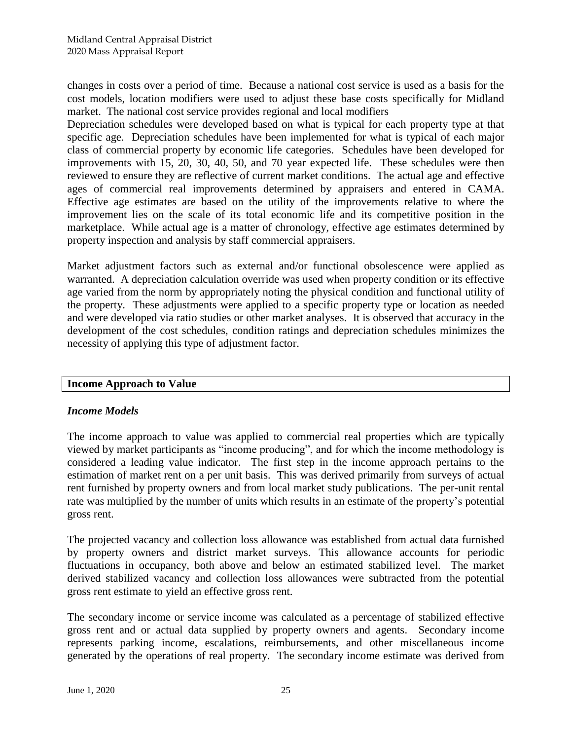changes in costs over a period of time. Because a national cost service is used as a basis for the cost models, location modifiers were used to adjust these base costs specifically for Midland market. The national cost service provides regional and local modifiers

Depreciation schedules were developed based on what is typical for each property type at that specific age. Depreciation schedules have been implemented for what is typical of each major class of commercial property by economic life categories. Schedules have been developed for improvements with 15, 20, 30, 40, 50, and 70 year expected life. These schedules were then reviewed to ensure they are reflective of current market conditions. The actual age and effective ages of commercial real improvements determined by appraisers and entered in CAMA. Effective age estimates are based on the utility of the improvements relative to where the improvement lies on the scale of its total economic life and its competitive position in the marketplace. While actual age is a matter of chronology, effective age estimates determined by property inspection and analysis by staff commercial appraisers.

Market adjustment factors such as external and/or functional obsolescence were applied as warranted. A depreciation calculation override was used when property condition or its effective age varied from the norm by appropriately noting the physical condition and functional utility of the property. These adjustments were applied to a specific property type or location as needed and were developed via ratio studies or other market analyses. It is observed that accuracy in the development of the cost schedules, condition ratings and depreciation schedules minimizes the necessity of applying this type of adjustment factor.

## Income Approach to Value

### *Income Models*

The income approach to value was applied to commercial real properties which are typically viewed by market participants as "income producing", and for which the income methodology is considered a leading value indicator. The first step in the income approach pertains to the estimation of market rent on a per unit basis. This was derived primarily from surveys of actual rent furnished by property owners and from local market study publications. The per-unit rental rate was multiplied by the number of units which results in an estimate of the property's potential gross rent.

The projected vacancy and collection loss allowance was established from actual data furnished by property owners and district market surveys. This allowance accounts for periodic fluctuations in occupancy, both above and below an estimated stabilized level. The market derived stabilized vacancy and collection loss allowances were subtracted from the potential gross rent estimate to yield an effective gross rent.

The secondary income or service income was calculated as a percentage of stabilized effective gross rent and or actual data supplied by property owners and agents. Secondary income represents parking income, escalations, reimbursements, and other miscellaneous income generated by the operations of real property. The secondary income estimate was derived from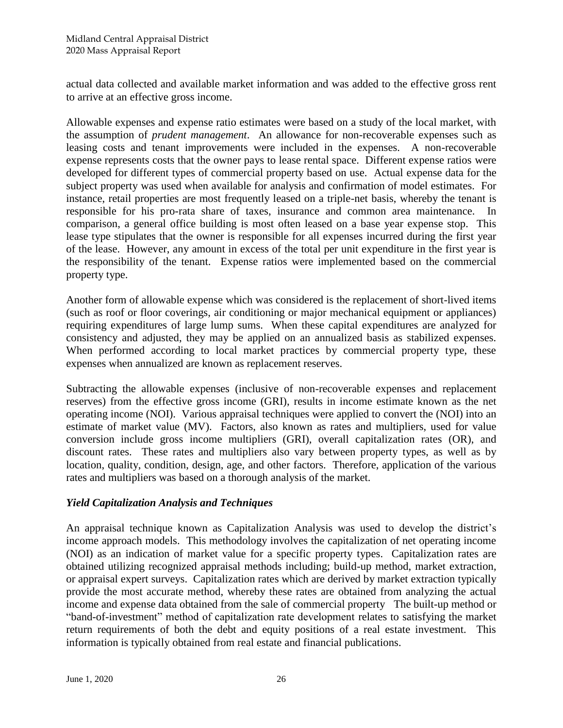actual data collected and available market information and was added to the effective gross rent to arrive at an effective gross income.

Allowable expenses and expense ratio estimates were based on a study of the local market, with the assumption of *prudent management*. An allowance for non-recoverable expenses such as leasing costs and tenant improvements were included in the expenses. A non-recoverable expense represents costs that the owner pays to lease rental space. Different expense ratios were developed for different types of commercial property based on use. Actual expense data for the subject property was used when available for analysis and confirmation of model estimates. For instance, retail properties are most frequently leased on a triple-net basis, whereby the tenant is responsible for his pro-rata share of taxes, insurance and common area maintenance. In comparison, a general office building is most often leased on a base year expense stop. This lease type stipulates that the owner is responsible for all expenses incurred during the first year of the lease. However, any amount in excess of the total per unit expenditure in the first year is the responsibility of the tenant. Expense ratios were implemented based on the commercial property type.

Another form of allowable expense which was considered is the replacement of short-lived items (such as roof or floor coverings, air conditioning or major mechanical equipment or appliances) requiring expenditures of large lump sums. When these capital expenditures are analyzed for consistency and adjusted, they may be applied on an annualized basis as stabilized expenses. When performed according to local market practices by commercial property type, these expenses when annualized are known as replacement reserves.

Subtracting the allowable expenses (inclusive of non-recoverable expenses and replacement reserves) from the effective gross income (GRI), results in income estimate known as the net operating income (NOI). Various appraisal techniques were applied to convert the (NOI) into an estimate of market value (MV). Factors, also known as rates and multipliers, used for value conversion include gross income multipliers (GRI), overall capitalization rates (OR), and discount rates. These rates and multipliers also vary between property types, as well as by location, quality, condition, design, age, and other factors. Therefore, application of the various rates and multipliers was based on a thorough analysis of the market.

### *Yield Capitalization Analysis and Techniques*

An appraisal technique known as Capitalization Analysis was used to develop the district's income approach models. This methodology involves the capitalization of net operating income (NOI) as an indication of market value for a specific property types. Capitalization rates are obtained utilizing recognized appraisal methods including; build-up method, market extraction, or appraisal expert surveys. Capitalization rates which are derived by market extraction typically provide the most accurate method, whereby these rates are obtained from analyzing the actual income and expense data obtained from the sale of commercial property The built-up method or "band-of-investment" method of capitalization rate development relates to satisfying the market return requirements of both the debt and equity positions of a real estate investment. This information is typically obtained from real estate and financial publications.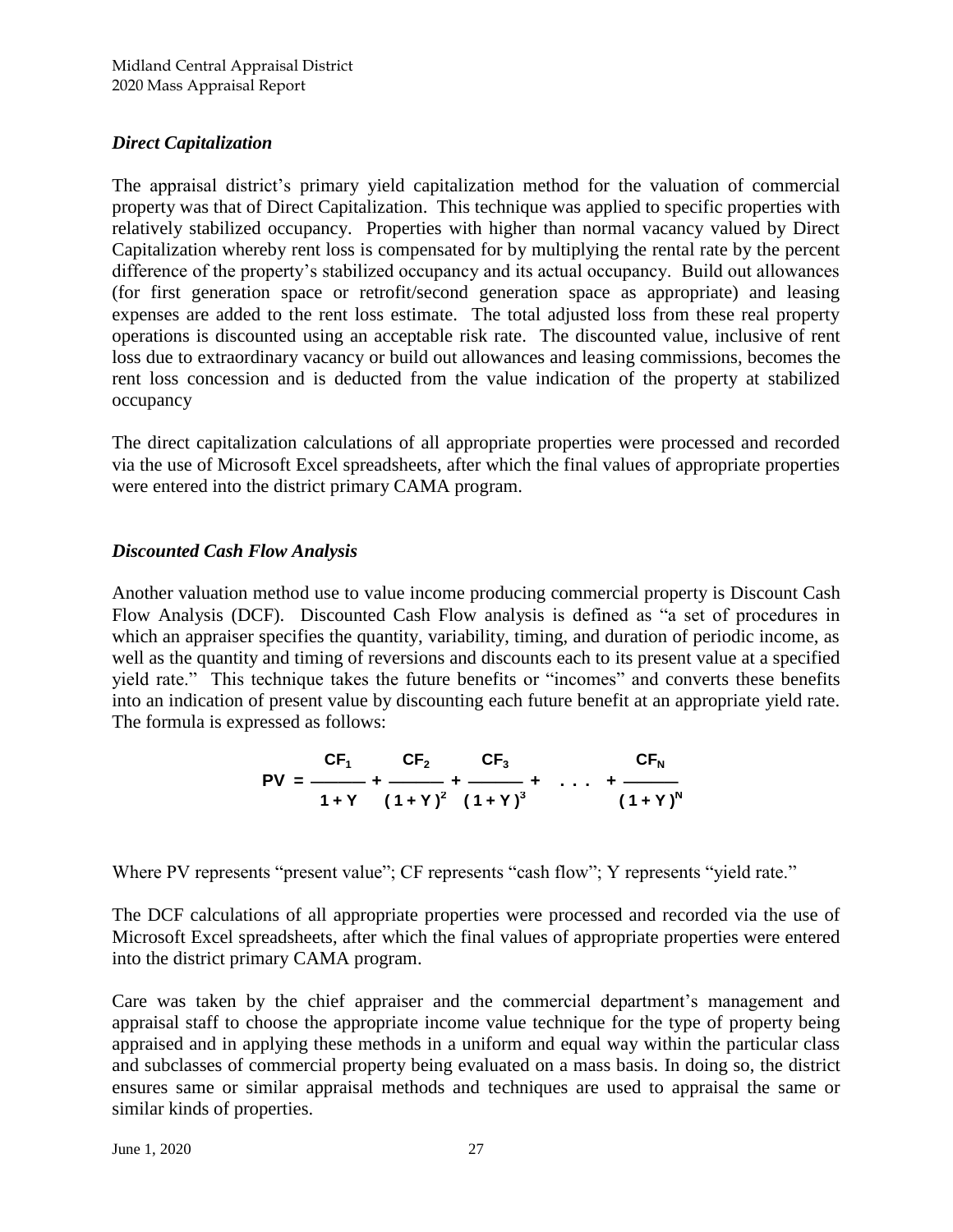### *Direct Capitalization*

The appraisal district's primary yield capitalization method for the valuation of commercial property was that of Direct Capitalization. This technique was applied to specific properties with relatively stabilized occupancy. Properties with higher than normal vacancy valued by Direct Capitalization whereby rent loss is compensated for by multiplying the rental rate by the percent difference of the property's stabilized occupancy and its actual occupancy. Build out allowances (for first generation space or retrofit/second generation space as appropriate) and leasing expenses are added to the rent loss estimate. The total adjusted loss from these real property operations is discounted using an acceptable risk rate. The discounted value, inclusive of rent loss due to extraordinary vacancy or build out allowances and leasing commissions, becomes the rent loss concession and is deducted from the value indication of the property at stabilized occupancy

The direct capitalization calculations of all appropriate properties were processed and recorded via the use of Microsoft Excel spreadsheets, after which the final values of appropriate properties were entered into the district primary CAMA program.

### *Discounted Cash Flow Analysis*

Another valuation method use to value income producing commercial property is Discount Cash Flow Analysis (DCF). Discounted Cash Flow analysis is defined as "a set of procedures in which an appraiser specifies the quantity, variability, timing, and duration of periodic income, as well as the quantity and timing of reversions and discounts each to its present value at a specified yield rate." This technique takes the future benefits or "incomes" and converts these benefits into an indication of present value by discounting each future benefit at an appropriate yield rate. The formula is expressed as follows:

$$PV = \frac{CF_1}{1+Y} + \frac{CF_2}{(1+Y)^2} + \frac{CF_3}{(1+Y)^3} + \ . \ . \ . \ + \frac{CF_N}{(1+Y)^N}$$

Where PV represents "present value"; CF represents "cash flow"; Y represents "yield rate."

The DCF calculations of all appropriate properties were processed and recorded via the use of Microsoft Excel spreadsheets, after which the final values of appropriate properties were entered into the district primary CAMA program.

Care was taken by the chief appraiser and the commercial department's management and appraisal staff to choose the appropriate income value technique for the type of property being appraised and in applying these methods in a uniform and equal way within the particular class and subclasses of commercial property being evaluated on a mass basis. In doing so, the district ensures same or similar appraisal methods and techniques are used to appraisal the same or similar kinds of properties.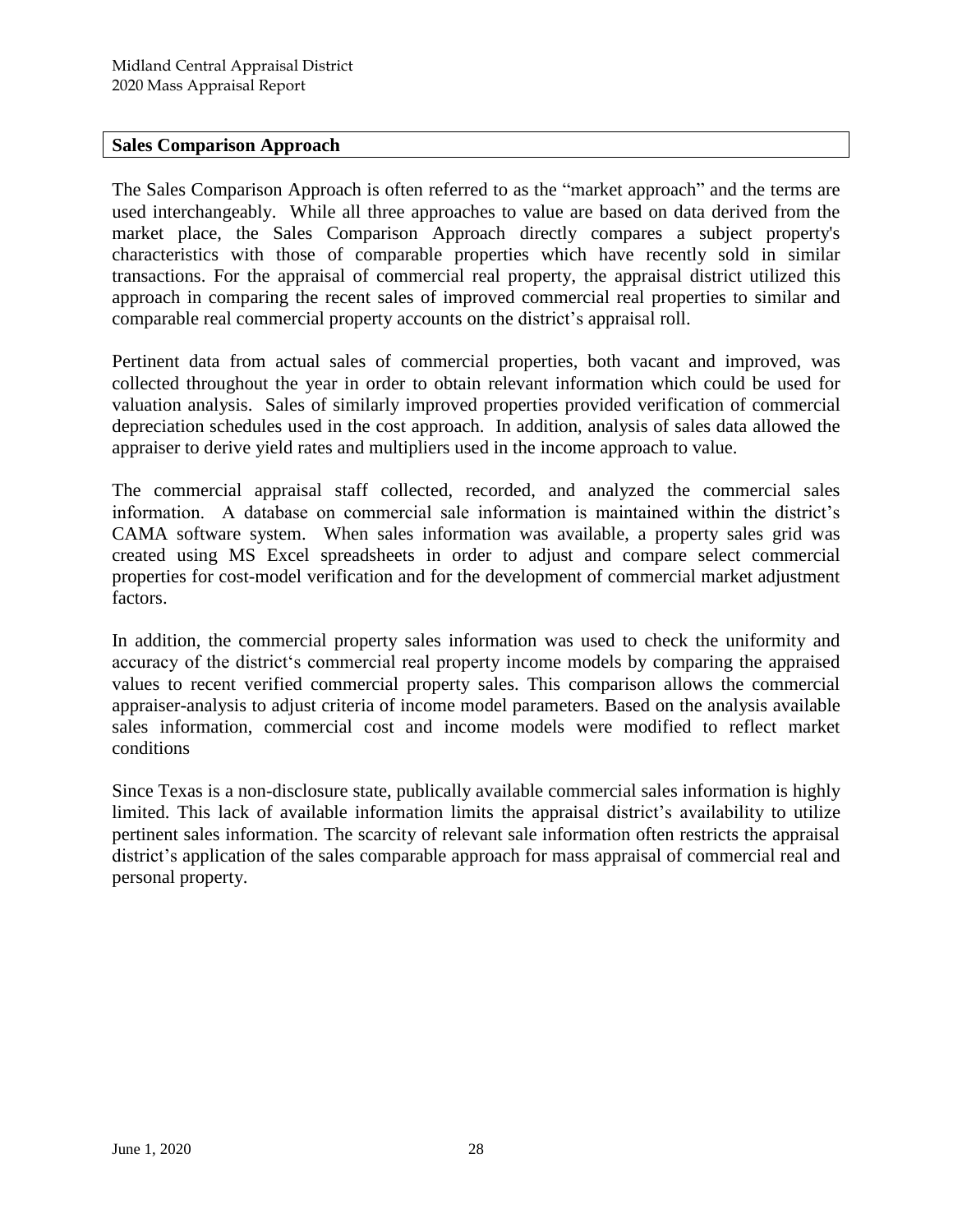## Sales Comparison Approach

The Sales Comparison Approach is often referred to as the "market approach" and the terms are used interchangeably. While all three approaches to value are based on data derived from the market place, the Sales Comparison Approach directly compares a subject property's characteristics with those of comparable properties which have recently sold in similar transactions. For the appraisal of commercial real property, the appraisal district utilized this approach in comparing the recent sales of improved commercial real properties to similar and comparable real commercial property accounts on the district's appraisal roll.

Pertinent data from actual sales of commercial properties, both vacant and improved, was collected throughout the year in order to obtain relevant information which could be used for valuation analysis. Sales of similarly improved properties provided verification of commercial depreciation schedules used in the cost approach. In addition, analysis of sales data allowed the appraiser to derive yield rates and multipliers used in the income approach to value.

The commercial appraisal staff collected, recorded, and analyzed the commercial sales information. A database on commercial sale information is maintained within the district's CAMA software system. When sales information was available, a property sales grid was created using MS Excel spreadsheets in order to adjust and compare select commercial properties for cost-model verification and for the development of commercial market adjustment factors.

In addition, the commercial property sales information was used to check the uniformity and accuracy of the district's commercial real property income models by comparing the appraised values to recent verified commercial property sales. This comparison allows the commercial appraiser-analysis to adjust criteria of income model parameters. Based on the analysis available sales information, commercial cost and income models were modified to reflect market conditions

Since Texas is a non-disclosure state, publically available commercial sales information is highly limited. This lack of available information limits the appraisal district's availability to utilize pertinent sales information. The scarcity of relevant sale information often restricts the appraisal district's application of the sales comparable approach for mass appraisal of commercial real and personal property.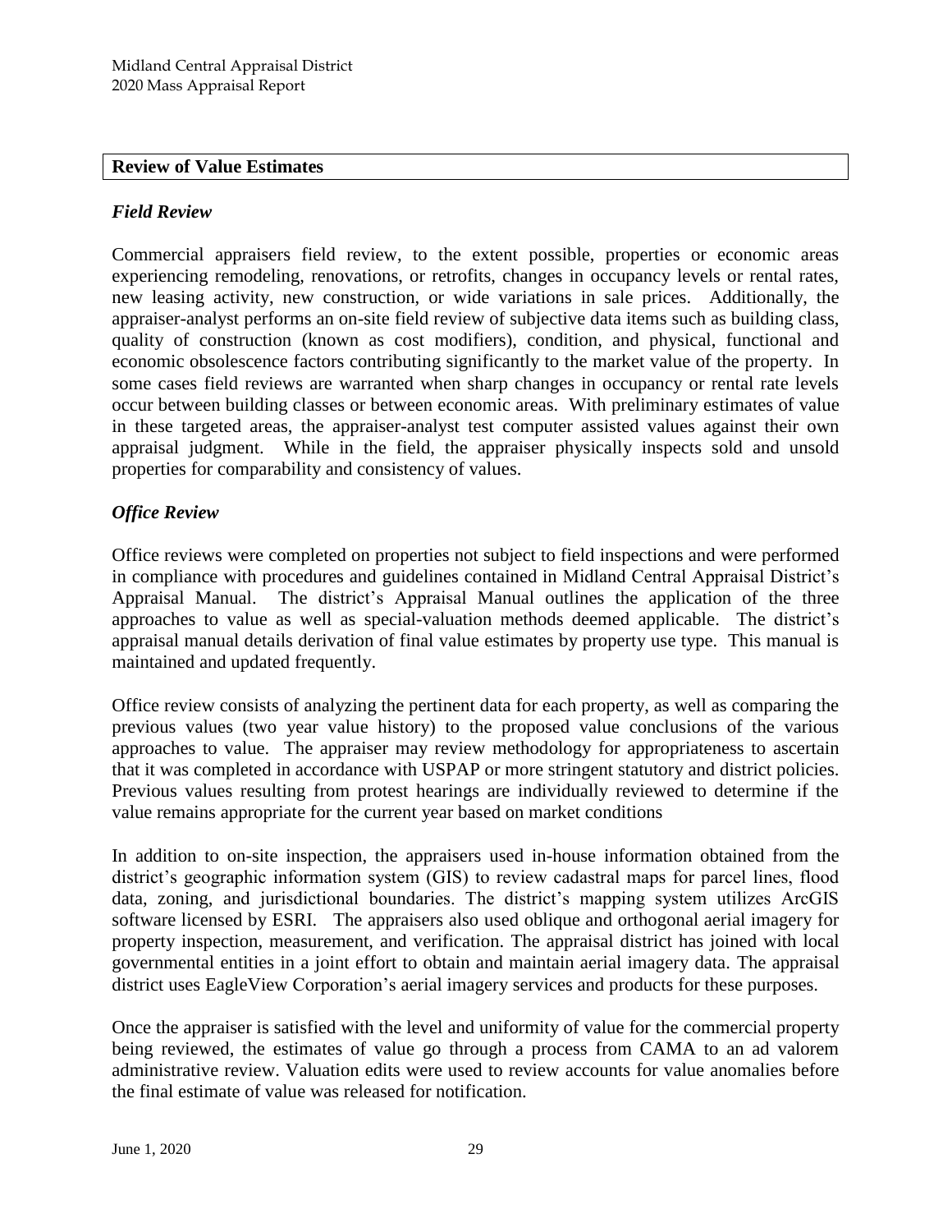## Review of Value Estimates

### *Field Review*

Commercial appraisers field review, to the extent possible, properties or economic areas experiencing remodeling, renovations, or retrofits, changes in occupancy levels or rental rates, new leasing activity, new construction, or wide variations in sale prices. Additionally, the appraiser-analyst performs an on-site field review of subjective data items such as building class, quality of construction (known as cost modifiers), condition, and physical, functional and economic obsolescence factors contributing significantly to the market value of the property. In some cases field reviews are warranted when sharp changes in occupancy or rental rate levels occur between building classes or between economic areas. With preliminary estimates of value in these targeted areas, the appraiser-analyst test computer assisted values against their own appraisal judgment. While in the field, the appraiser physically inspects sold and unsold properties for comparability and consistency of values.

### *Office Review*

Office reviews were completed on properties not subject to field inspections and were performed in compliance with procedures and guidelines contained in Midland Central Appraisal District's Appraisal Manual. The district's Appraisal Manual outlines the application of the three approaches to value as well as special-valuation methods deemed applicable. The district's appraisal manual details derivation of final value estimates by property use type. This manual is maintained and updated frequently.

Office review consists of analyzing the pertinent data for each property, as well as comparing the previous values (two year value history) to the proposed value conclusions of the various approaches to value. The appraiser may review methodology for appropriateness to ascertain that it was completed in accordance with USPAP or more stringent statutory and district policies. Previous values resulting from protest hearings are individually reviewed to determine if the value remains appropriate for the current year based on market conditions

In addition to on-site inspection, the appraisers used in-house information obtained from the district's geographic information system (GIS) to review cadastral maps for parcel lines, flood data, zoning, and jurisdictional boundaries. The district's mapping system utilizes ArcGIS software licensed by ESRI. The appraisers also used oblique and orthogonal aerial imagery for property inspection, measurement, and verification. The appraisal district has joined with local governmental entities in a joint effort to obtain and maintain aerial imagery data. The appraisal district uses EagleView Corporation's aerial imagery services and products for these purposes.

Once the appraiser is satisfied with the level and uniformity of value for the commercial property being reviewed, the estimates of value go through a process from CAMA to an ad valorem administrative review. Valuation edits were used to review accounts for value anomalies before the final estimate of value was released for notification.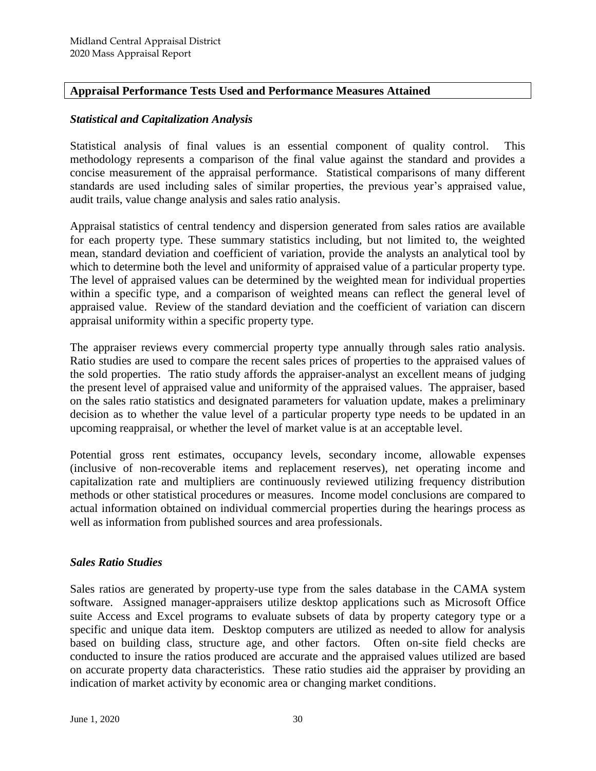## Appraisal Performance Tests Used and Performance Measures Attained

### *Statistical and Capitalization Analysis*

Statistical analysis of final values is an essential component of quality control. This methodology represents a comparison of the final value against the standard and provides a concise measurement of the appraisal performance. Statistical comparisons of many different standards are used including sales of similar properties, the previous year's appraised value, audit trails, value change analysis and sales ratio analysis.

Appraisal statistics of central tendency and dispersion generated from sales ratios are available for each property type. These summary statistics including, but not limited to, the weighted mean, standard deviation and coefficient of variation, provide the analysts an analytical tool by which to determine both the level and uniformity of appraised value of a particular property type. The level of appraised values can be determined by the weighted mean for individual properties within a specific type, and a comparison of weighted means can reflect the general level of appraised value. Review of the standard deviation and the coefficient of variation can discern appraisal uniformity within a specific property type.

The appraiser reviews every commercial property type annually through sales ratio analysis. Ratio studies are used to compare the recent sales prices of properties to the appraised values of the sold properties. The ratio study affords the appraiser-analyst an excellent means of judging the present level of appraised value and uniformity of the appraised values. The appraiser, based on the sales ratio statistics and designated parameters for valuation update, makes a preliminary decision as to whether the value level of a particular property type needs to be updated in an upcoming reappraisal, or whether the level of market value is at an acceptable level.

Potential gross rent estimates, occupancy levels, secondary income, allowable expenses (inclusive of non-recoverable items and replacement reserves), net operating income and capitalization rate and multipliers are continuously reviewed utilizing frequency distribution methods or other statistical procedures or measures. Income model conclusions are compared to actual information obtained on individual commercial properties during the hearings process as well as information from published sources and area professionals.

### *Sales Ratio Studies*

Sales ratios are generated by property-use type from the sales database in the CAMA system software. Assigned manager-appraisers utilize desktop applications such as Microsoft Office suite Access and Excel programs to evaluate subsets of data by property category type or a specific and unique data item. Desktop computers are utilized as needed to allow for analysis based on building class, structure age, and other factors. Often on-site field checks are conducted to insure the ratios produced are accurate and the appraised values utilized are based on accurate property data characteristics. These ratio studies aid the appraiser by providing an indication of market activity by economic area or changing market conditions.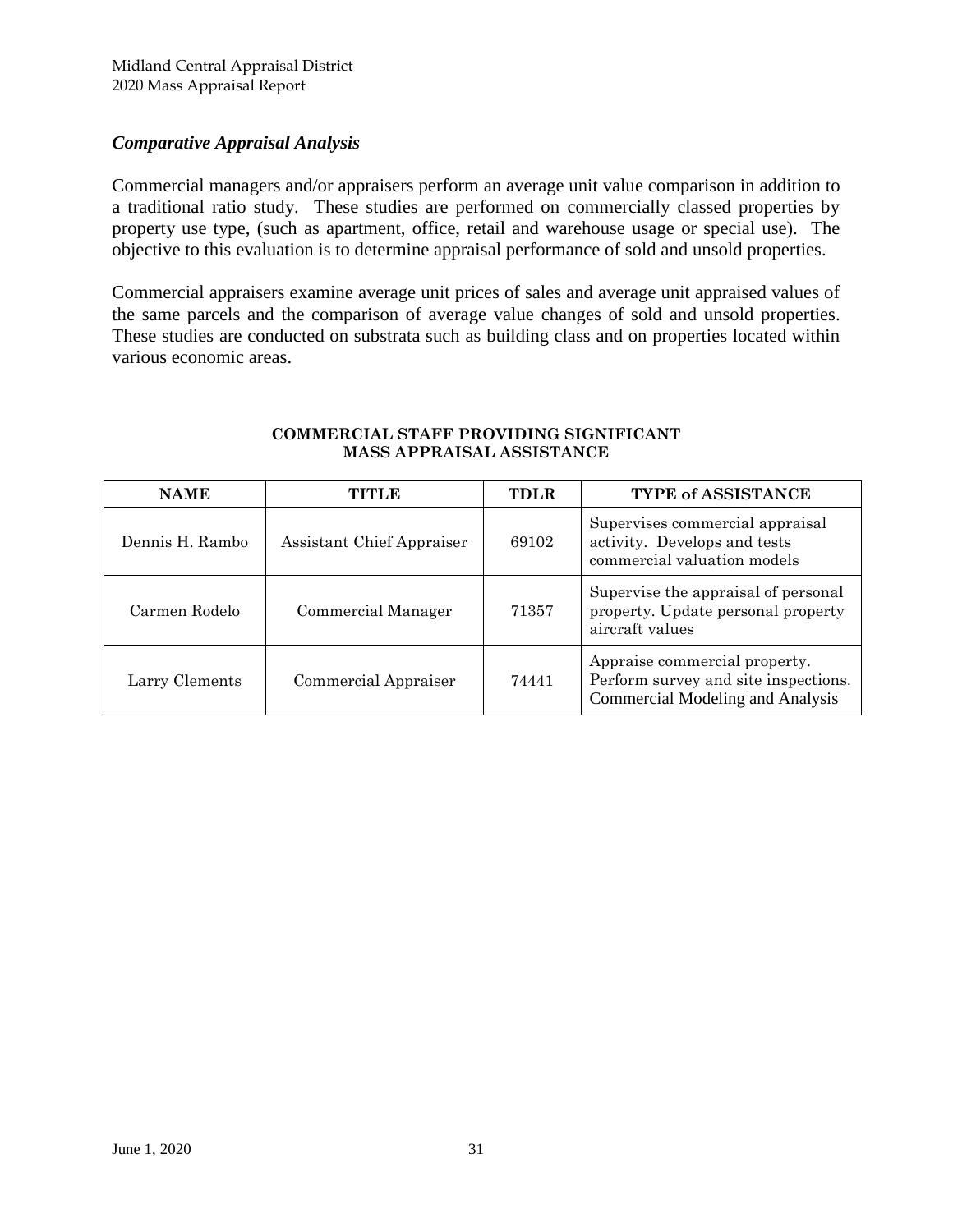### *Comparative Appraisal Analysis*

Commercial managers and/or appraisers perform an average unit value comparison in addition to a traditional ratio study. These studies are performed on commercially classed properties by property use type, (such as apartment, office, retail and warehouse usage or special use). The objective to this evaluation is to determine appraisal performance of sold and unsold properties.

Commercial appraisers examine average unit prices of sales and average unit appraised values of the same parcels and the comparison of average value changes of sold and unsold properties. These studies are conducted on substrata such as building class and on properties located within various economic areas.

**COMMERCIAL STAFF PROVIDING SIGNIFICANT MASS APPRAISAL ASSISTANCE**

| NAME | TITLE | TDLR | TYPE of ASSISTANCE |
|---|---|---|---|
| Dennis H. Rambo | Assistant Chief Appraiser | 69102 | Supervises commercial appraisal activity. Develops and tests commercial valuation models |
| Carmen Rodelo | Commercial Manager | 71357 | Supervise the appraisal of personal property. Update personal property aircraft values |
| Larry Clements | Commercial Appraiser | 74441 | Appraise commercial property. Perform survey and site inspections. Commercial Modeling and Analysis |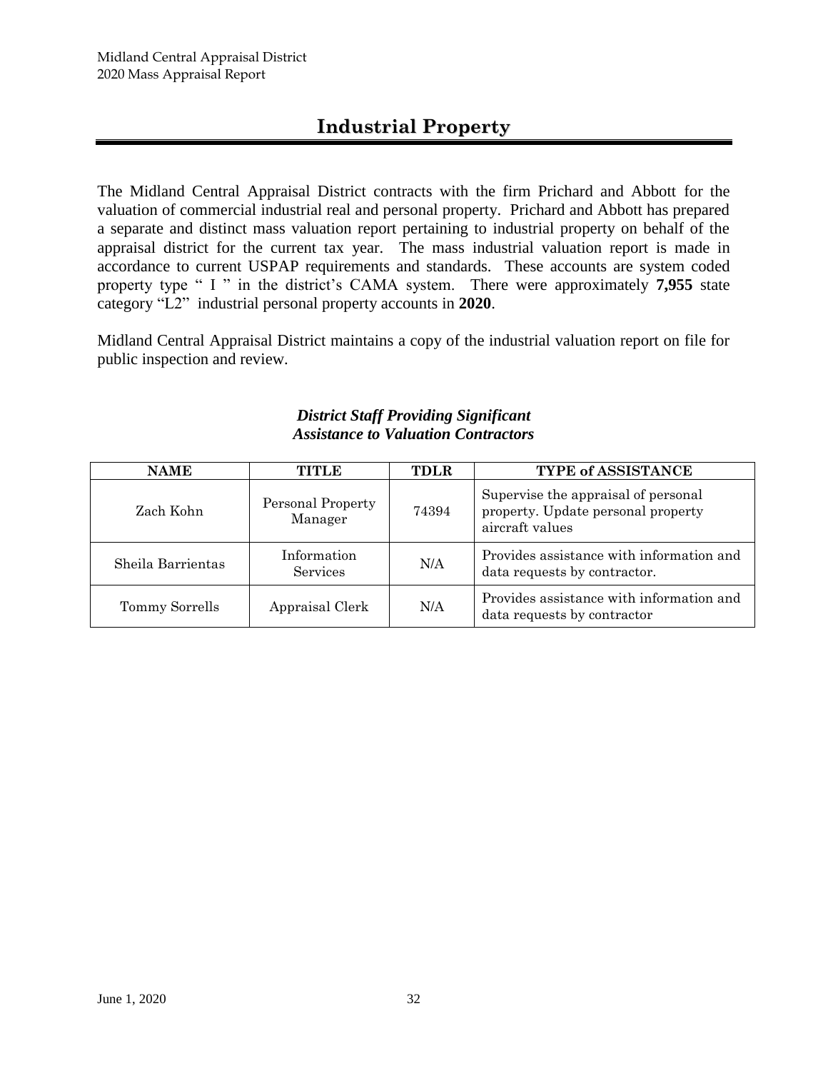# Industrial Property

The Midland Central Appraisal District contracts with the firm Prichard and Abbott for the valuation of commercial industrial real and personal property. Prichard and Abbott has prepared a separate and distinct mass valuation report pertaining to industrial property on behalf of the appraisal district for the current tax year. The mass industrial valuation report is made in accordance to current USPAP requirements and standards. These accounts are system coded property type " I " in the district's CAMA system. There were approximately **7,955** state category "L2" industrial personal property accounts in **2020**.

Midland Central Appraisal District maintains a copy of the industrial valuation report on file for public inspection and review.

***District Staff Providing Significant Assistance to Valuation Contractors***

| NAME | TITLE | TDLR | TYPE of ASSISTANCE |
|---|---|---|---|
| Zach Kohn | Personal Property Manager | 74394 | Supervise the appraisal of personal property. Update personal property aircraft values |
| Sheila Barrientas | Information Services | N/A | Provides assistance with information and data requests by contractor. |
| Tommy Sorrells | Appraisal Clerk | N/A | Provides assistance with information and data requests by contractor |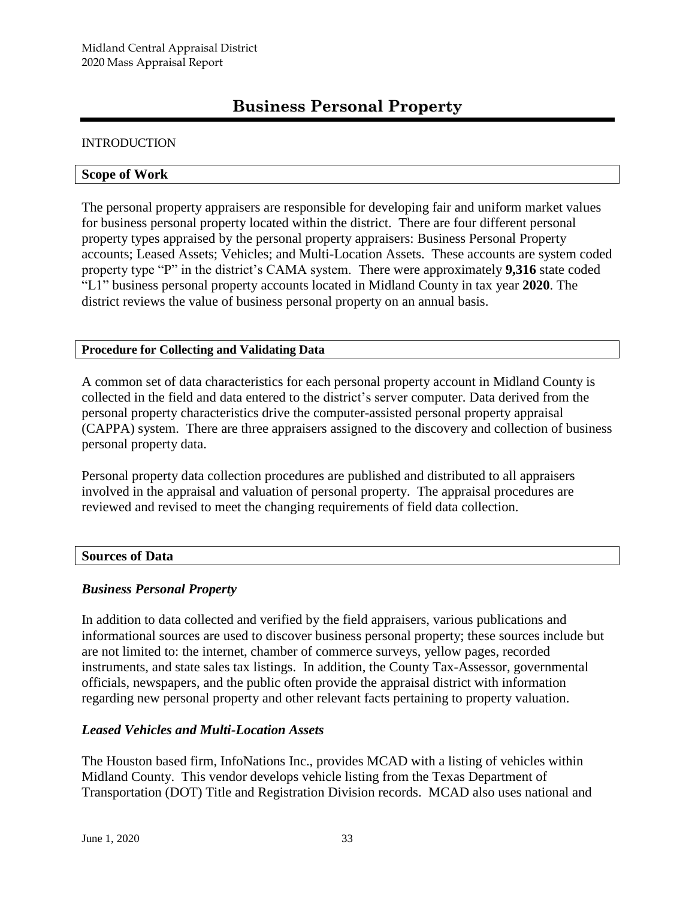# Business Personal Property

INTRODUCTION

## Scope of Work

The personal property appraisers are responsible for developing fair and uniform market values for business personal property located within the district. There are four different personal property types appraised by the personal property appraisers: Business Personal Property accounts; Leased Assets; Vehicles; and Multi-Location Assets. These accounts are system coded property type "P" in the district's CAMA system. There were approximately **9,316** state coded "L1" business personal property accounts located in Midland County in tax year **2020**. The district reviews the value of business personal property on an annual basis.

## Procedure for Collecting and Validating Data

A common set of data characteristics for each personal property account in Midland County is collected in the field and data entered to the district's server computer. Data derived from the personal property characteristics drive the computer-assisted personal property appraisal (CAPPA) system. There are three appraisers assigned to the discovery and collection of business personal property data.

Personal property data collection procedures are published and distributed to all appraisers involved in the appraisal and valuation of personal property. The appraisal procedures are reviewed and revised to meet the changing requirements of field data collection.

## Sources of Data

### *Business Personal Property*

In addition to data collected and verified by the field appraisers, various publications and informational sources are used to discover business personal property; these sources include but are not limited to: the internet, chamber of commerce surveys, yellow pages, recorded instruments, and state sales tax listings. In addition, the County Tax-Assessor, governmental officials, newspapers, and the public often provide the appraisal district with information regarding new personal property and other relevant facts pertaining to property valuation.

### *Leased Vehicles and Multi-Location Assets*

The Houston based firm, InfoNations Inc., provides MCAD with a listing of vehicles within Midland County. This vendor develops vehicle listing from the Texas Department of Transportation (DOT) Title and Registration Division records. MCAD also uses national and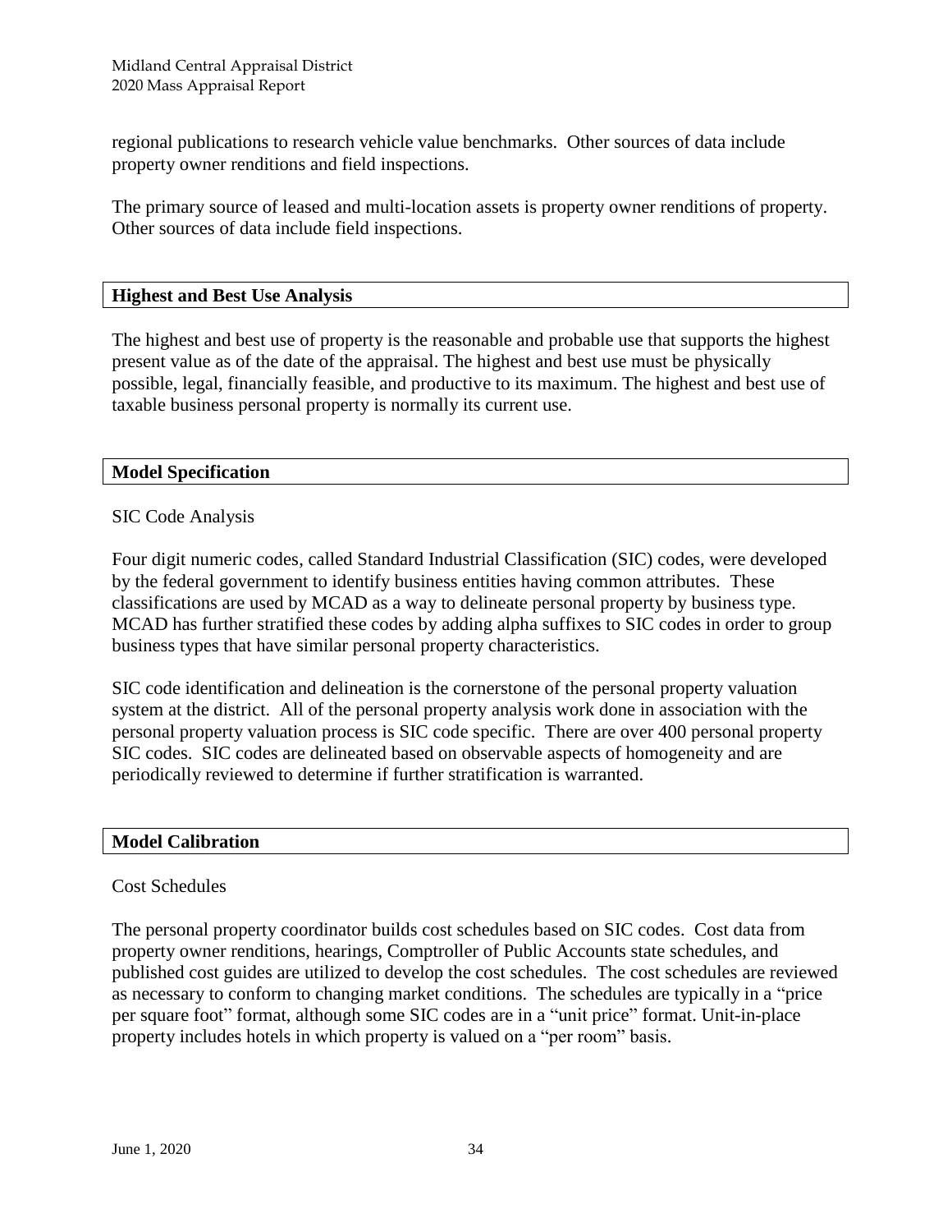regional publications to research vehicle value benchmarks. Other sources of data include property owner renditions and field inspections.

The primary source of leased and multi-location assets is property owner renditions of property. Other sources of data include field inspections.

## Highest and Best Use Analysis

The highest and best use of property is the reasonable and probable use that supports the highest present value as of the date of the appraisal. The highest and best use must be physically possible, legal, financially feasible, and productive to its maximum. The highest and best use of taxable business personal property is normally its current use.

## Model Specification

SIC Code Analysis

Four digit numeric codes, called Standard Industrial Classification (SIC) codes, were developed by the federal government to identify business entities having common attributes. These classifications are used by MCAD as a way to delineate personal property by business type. MCAD has further stratified these codes by adding alpha suffixes to SIC codes in order to group business types that have similar personal property characteristics.

SIC code identification and delineation is the cornerstone of the personal property valuation system at the district. All of the personal property analysis work done in association with the personal property valuation process is SIC code specific. There are over 400 personal property SIC codes. SIC codes are delineated based on observable aspects of homogeneity and are periodically reviewed to determine if further stratification is warranted.

## Model Calibration

Cost Schedules

The personal property coordinator builds cost schedules based on SIC codes. Cost data from property owner renditions, hearings, Comptroller of Public Accounts state schedules, and published cost guides are utilized to develop the cost schedules. The cost schedules are reviewed as necessary to conform to changing market conditions. The schedules are typically in a "price per square foot" format, although some SIC codes are in a "unit price" format. Unit-in-place property includes hotels in which property is valued on a "per room" basis.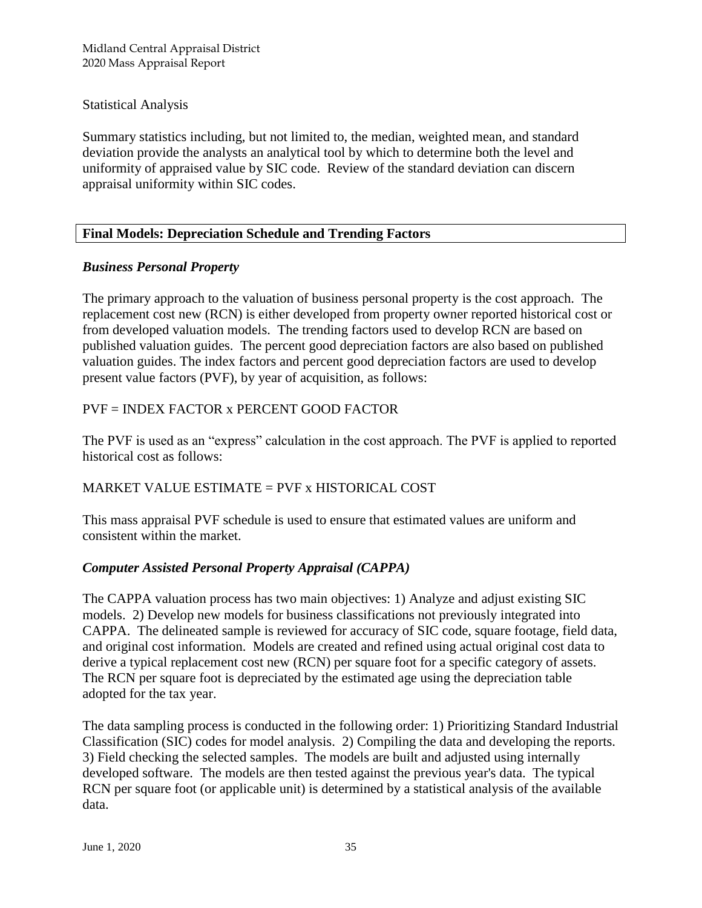Statistical Analysis

Summary statistics including, but not limited to, the median, weighted mean, and standard deviation provide the analysts an analytical tool by which to determine both the level and uniformity of appraised value by SIC code. Review of the standard deviation can discern appraisal uniformity within SIC codes.

## Final Models: Depreciation Schedule and Trending Factors

### *Business Personal Property*

The primary approach to the valuation of business personal property is the cost approach. The replacement cost new (RCN) is either developed from property owner reported historical cost or from developed valuation models. The trending factors used to develop RCN are based on published valuation guides. The percent good depreciation factors are also based on published valuation guides. The index factors and percent good depreciation factors are used to develop present value factors (PVF), by year of acquisition, as follows:

PVF = INDEX FACTOR x PERCENT GOOD FACTOR

The PVF is used as an "express" calculation in the cost approach. The PVF is applied to reported historical cost as follows:

MARKET VALUE ESTIMATE = PVF x HISTORICAL COST

This mass appraisal PVF schedule is used to ensure that estimated values are uniform and consistent within the market.

### *Computer Assisted Personal Property Appraisal (CAPPA)*

The CAPPA valuation process has two main objectives: 1) Analyze and adjust existing SIC models. 2) Develop new models for business classifications not previously integrated into CAPPA. The delineated sample is reviewed for accuracy of SIC code, square footage, field data, and original cost information. Models are created and refined using actual original cost data to derive a typical replacement cost new (RCN) per square foot for a specific category of assets. The RCN per square foot is depreciated by the estimated age using the depreciation table adopted for the tax year.

The data sampling process is conducted in the following order: 1) Prioritizing Standard Industrial Classification (SIC) codes for model analysis. 2) Compiling the data and developing the reports. 3) Field checking the selected samples. The models are built and adjusted using internally developed software. The models are then tested against the previous year's data. The typical RCN per square foot (or applicable unit) is determined by a statistical analysis of the available data.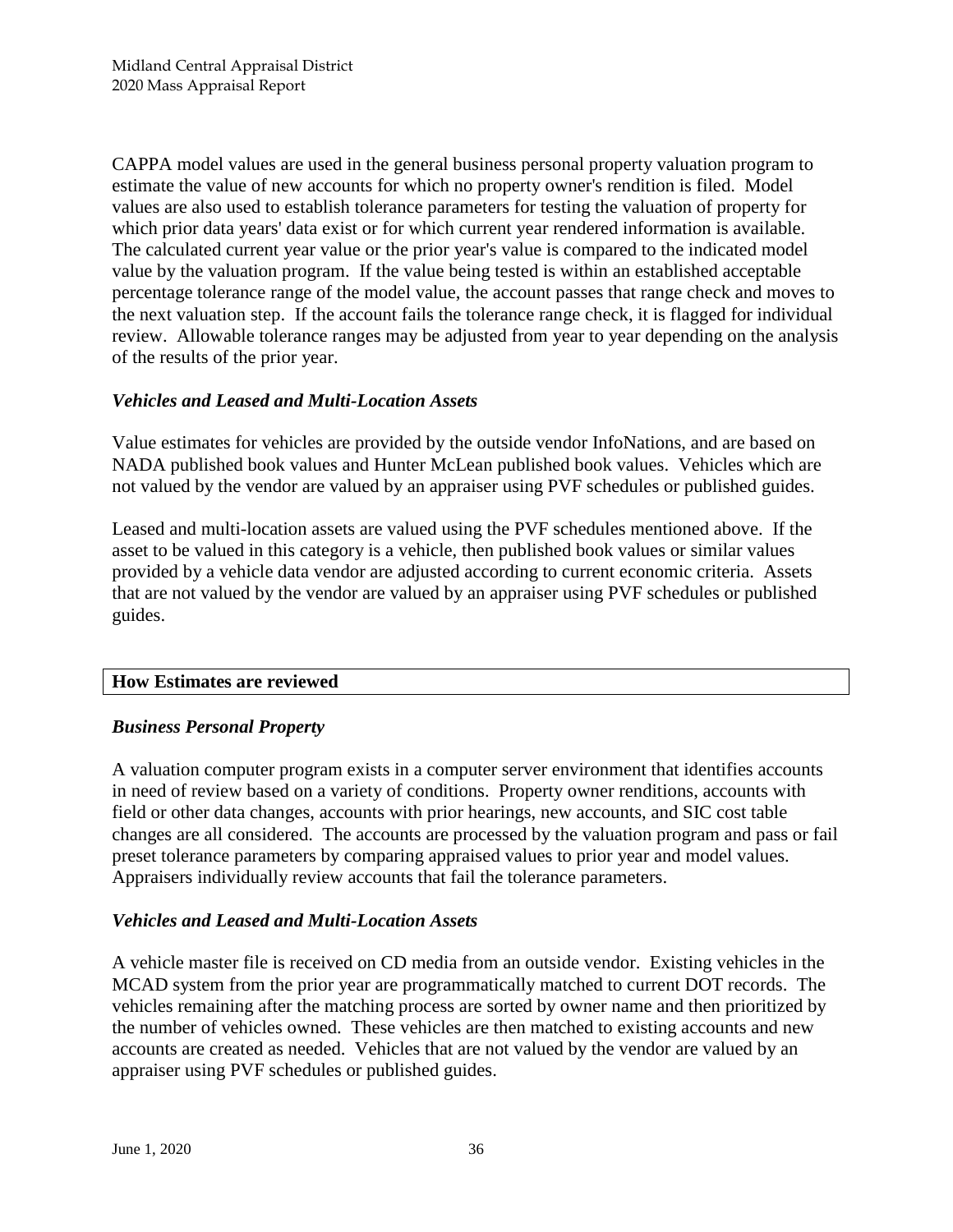CAPPA model values are used in the general business personal property valuation program to estimate the value of new accounts for which no property owner's rendition is filed. Model values are also used to establish tolerance parameters for testing the valuation of property for which prior data years' data exist or for which current year rendered information is available. The calculated current year value or the prior year's value is compared to the indicated model value by the valuation program. If the value being tested is within an established acceptable percentage tolerance range of the model value, the account passes that range check and moves to the next valuation step. If the account fails the tolerance range check, it is flagged for individual review. Allowable tolerance ranges may be adjusted from year to year depending on the analysis of the results of the prior year.

### *Vehicles and Leased and Multi-Location Assets*

Value estimates for vehicles are provided by the outside vendor InfoNations, and are based on NADA published book values and Hunter McLean published book values. Vehicles which are not valued by the vendor are valued by an appraiser using PVF schedules or published guides.

Leased and multi-location assets are valued using the PVF schedules mentioned above. If the asset to be valued in this category is a vehicle, then published book values or similar values provided by a vehicle data vendor are adjusted according to current economic criteria. Assets that are not valued by the vendor are valued by an appraiser using PVF schedules or published guides.

## How Estimates are reviewed

### *Business Personal Property*

A valuation computer program exists in a computer server environment that identifies accounts in need of review based on a variety of conditions. Property owner renditions, accounts with field or other data changes, accounts with prior hearings, new accounts, and SIC cost table changes are all considered. The accounts are processed by the valuation program and pass or fail preset tolerance parameters by comparing appraised values to prior year and model values. Appraisers individually review accounts that fail the tolerance parameters.

### *Vehicles and Leased and Multi-Location Assets*

A vehicle master file is received on CD media from an outside vendor. Existing vehicles in the MCAD system from the prior year are programmatically matched to current DOT records. The vehicles remaining after the matching process are sorted by owner name and then prioritized by the number of vehicles owned. These vehicles are then matched to existing accounts and new accounts are created as needed. Vehicles that are not valued by the vendor are valued by an appraiser using PVF schedules or published guides.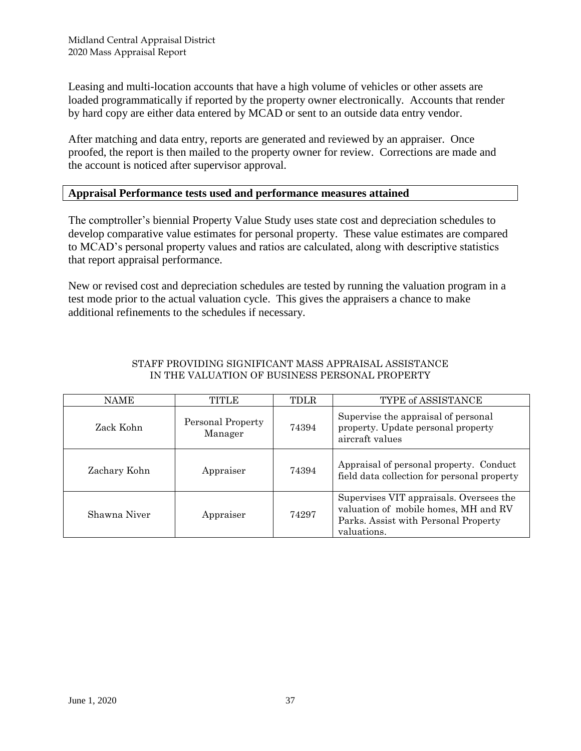Leasing and multi-location accounts that have a high volume of vehicles or other assets are loaded programmatically if reported by the property owner electronically. Accounts that render by hard copy are either data entered by MCAD or sent to an outside data entry vendor.

After matching and data entry, reports are generated and reviewed by an appraiser. Once proofed, the report is then mailed to the property owner for review. Corrections are made and the account is noticed after supervisor approval.

## Appraisal Performance tests used and performance measures attained

The comptroller's biennial Property Value Study uses state cost and depreciation schedules to develop comparative value estimates for personal property. These value estimates are compared to MCAD's personal property values and ratios are calculated, along with descriptive statistics that report appraisal performance.

New or revised cost and depreciation schedules are tested by running the valuation program in a test mode prior to the actual valuation cycle. This gives the appraisers a chance to make additional refinements to the schedules if necessary.

STAFF PROVIDING SIGNIFICANT MASS APPRAISAL ASSISTANCE
IN THE VALUATION OF BUSINESS PERSONAL PROPERTY

| NAME | TITLE | TDLR | TYPE of ASSISTANCE |
|---|---|---|---|
| Zack Kohn | Personal Property Manager | 74394 | Supervise the appraisal of personal property. Update personal property aircraft values |
| Zachary Kohn | Appraiser | 74394 | Appraisal of personal property. Conduct field data collection for personal property |
| Shawna Niver | Appraiser | 74297 | Supervises VIT appraisals. Oversees the valuation of mobile homes, MH and RV Parks. Assist with Personal Property valuations. |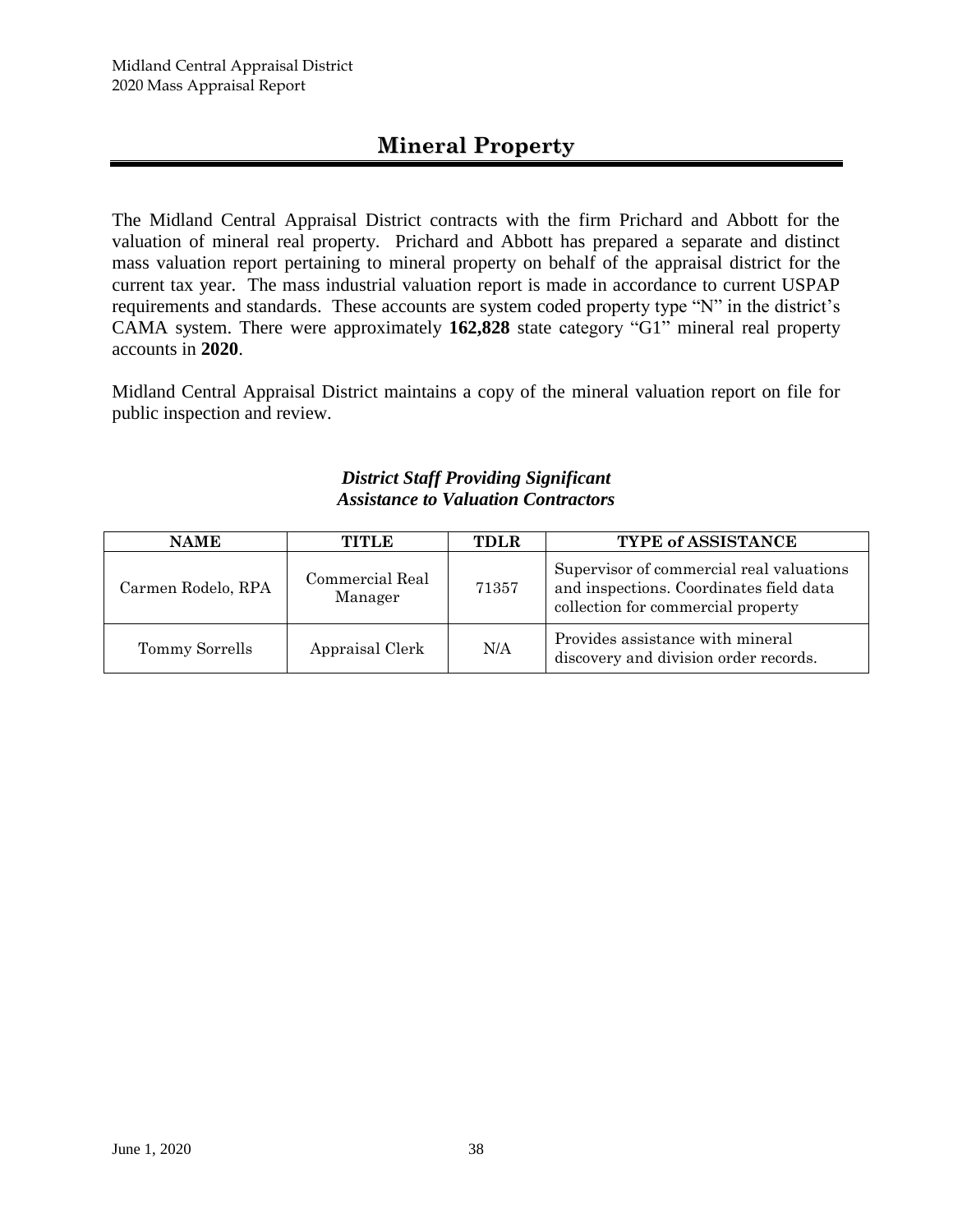# Mineral Property

The Midland Central Appraisal District contracts with the firm Prichard and Abbott for the valuation of mineral real property. Prichard and Abbott has prepared a separate and distinct mass valuation report pertaining to mineral property on behalf of the appraisal district for the current tax year. The mass industrial valuation report is made in accordance to current USPAP requirements and standards. These accounts are system coded property type "N" in the district's CAMA system. There were approximately **162,828** state category "G1" mineral real property accounts in **2020**.

Midland Central Appraisal District maintains a copy of the mineral valuation report on file for public inspection and review.

***District Staff Providing Significant Assistance to Valuation Contractors***

| NAME | TITLE | TDLR | TYPE of ASSISTANCE |
|---|---|---|---|
| Carmen Rodelo, RPA | Commercial Real Manager | 71357 | Supervisor of commercial real valuations and inspections. Coordinates field data collection for commercial property |
| Tommy Sorrells | Appraisal Clerk | N/A | Provides assistance with mineral discovery and division order records. |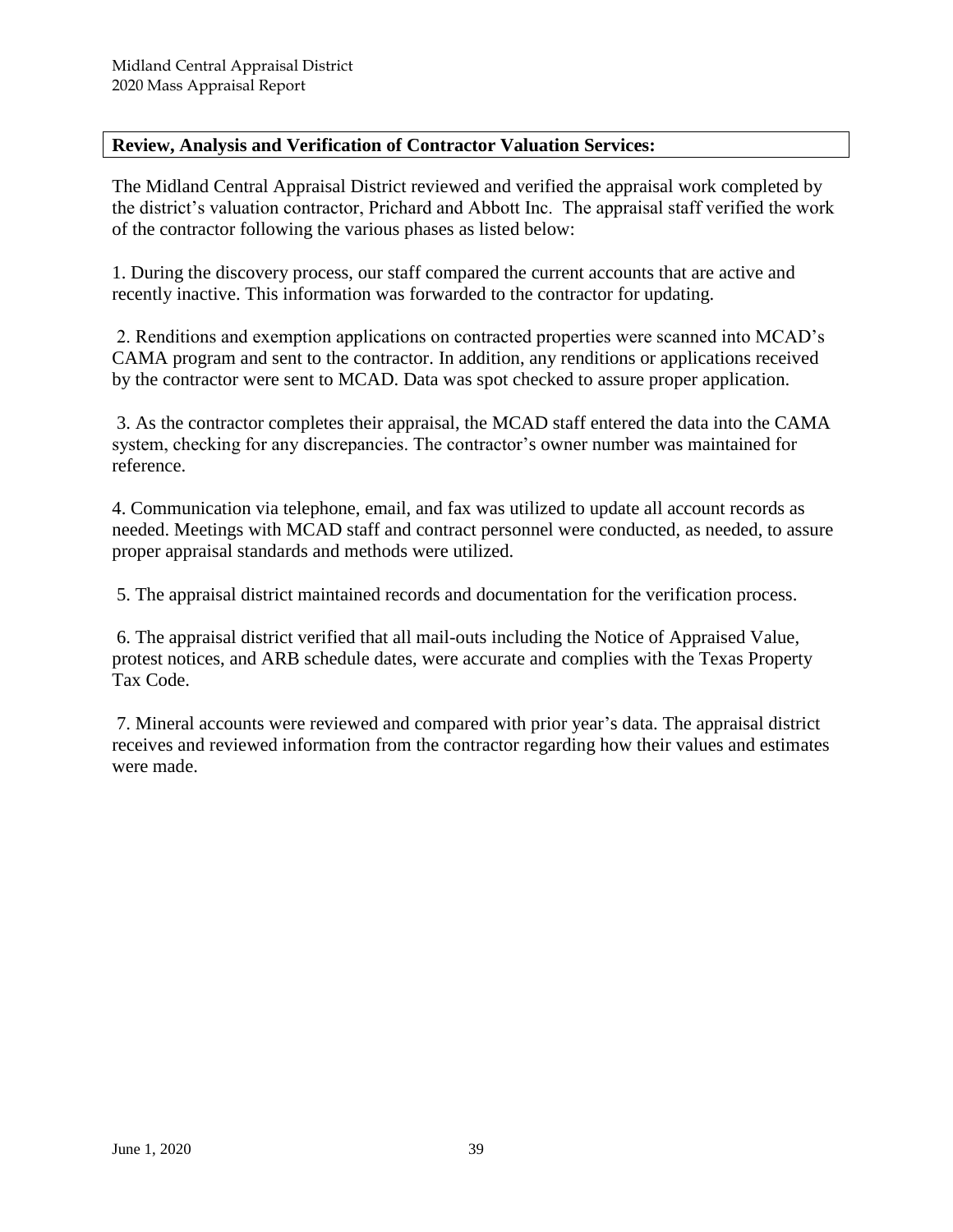**Review, Analysis and Verification of Contractor Valuation Services:**

The Midland Central Appraisal District reviewed and verified the appraisal work completed by the district's valuation contractor, Prichard and Abbott Inc. The appraisal staff verified the work of the contractor following the various phases as listed below:

1. During the discovery process, our staff compared the current accounts that are active and recently inactive. This information was forwarded to the contractor for updating.

2. Renditions and exemption applications on contracted properties were scanned into MCAD's CAMA program and sent to the contractor. In addition, any renditions or applications received by the contractor were sent to MCAD. Data was spot checked to assure proper application.

3. As the contractor completes their appraisal, the MCAD staff entered the data into the CAMA system, checking for any discrepancies. The contractor's owner number was maintained for reference.

4. Communication via telephone, email, and fax was utilized to update all account records as needed. Meetings with MCAD staff and contract personnel were conducted, as needed, to assure proper appraisal standards and methods were utilized.

5. The appraisal district maintained records and documentation for the verification process.

6. The appraisal district verified that all mail-outs including the Notice of Appraised Value, protest notices, and ARB schedule dates, were accurate and complies with the Texas Property Tax Code.

7. Mineral accounts were reviewed and compared with prior year's data. The appraisal district receives and reviewed information from the contractor regarding how their values and estimates were made.